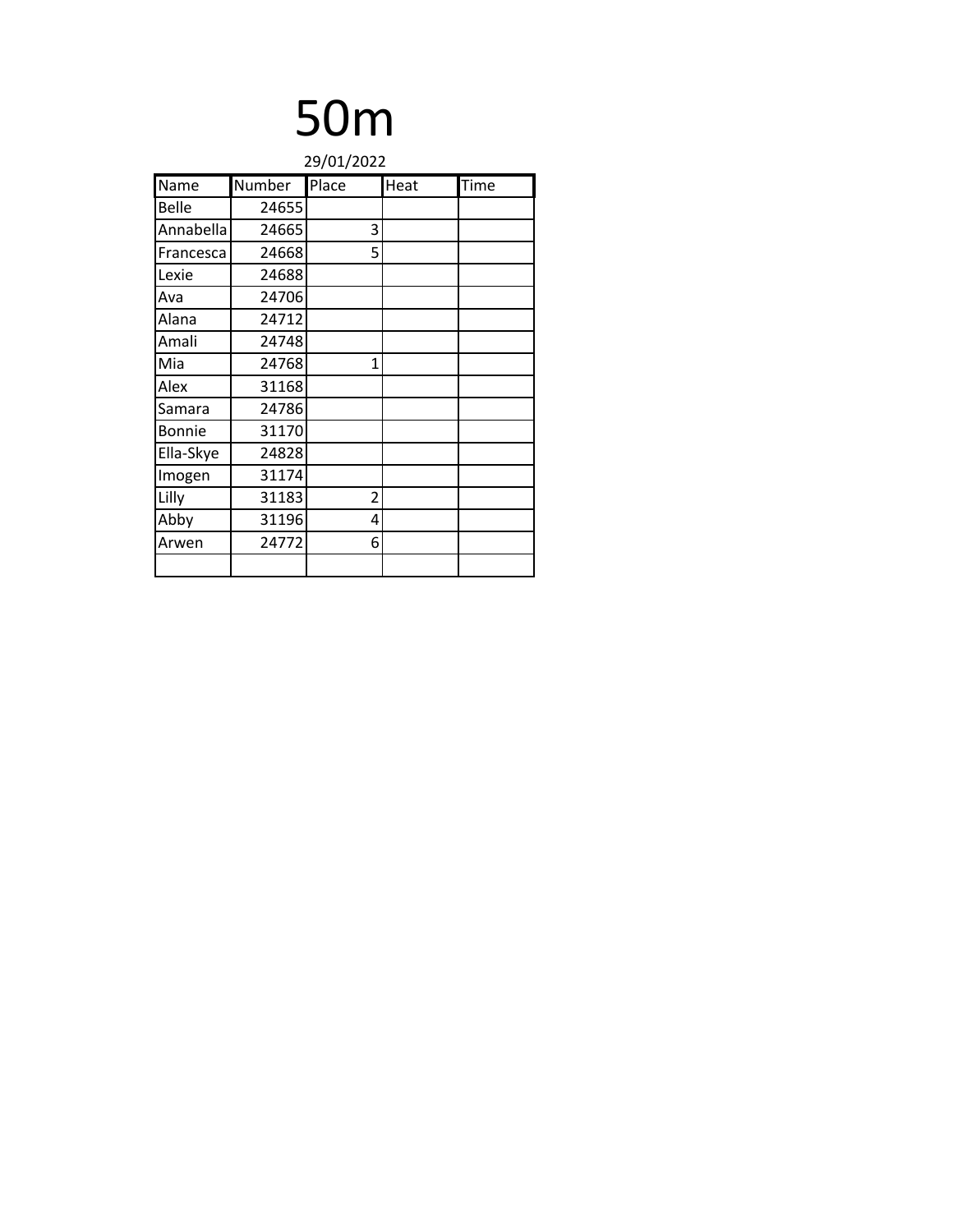# 50m

29/01/2022

| Name | Number | Place | Heat | Time |
|---|---|---|---|---|
| Belle | 24655 | | | |
| Annabella | 24665 | 3 | | |
| Francesca | 24668 | 5 | | |
| Lexie | 24688 | | | |
| Ava | 24706 | | | |
| Alana | 24712 | | | |
| Amali | 24748 | | | |
| Mia | 24768 | 1 | | |
| Alex | 31168 | | | |
| Samara | 24786 | | | |
| Bonnie | 31170 | | | |
| Ella-Skye | 24828 | | | |
| Imogen | 31174 | | | |
| Lilly | 31183 | 2 | | |
| Abby | 31196 | 4 | | |
| Arwen | 24772 | 6 | | |
| | | | | |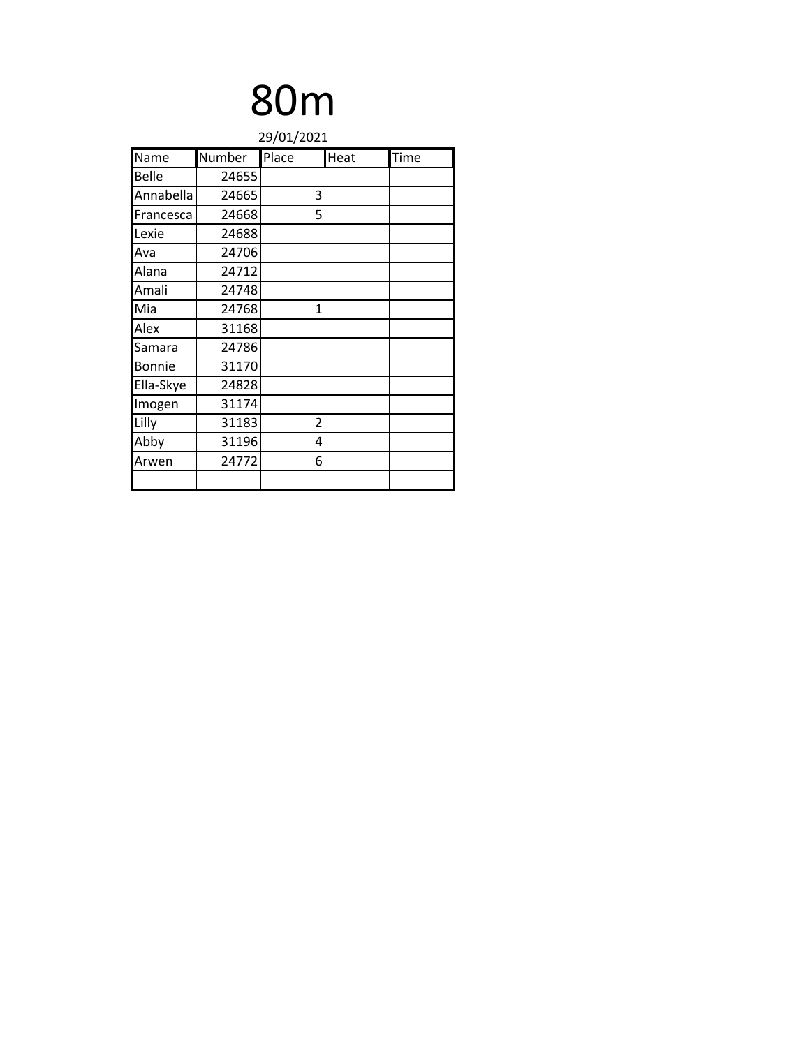# 80m

29/01/2021

| Name | Number | Place | Heat | Time |
|---|---|---|---|---|
| Belle | 24655 | | | |
| Annabella | 24665 | 3 | | |
| Francesca | 24668 | 5 | | |
| Lexie | 24688 | | | |
| Ava | 24706 | | | |
| Alana | 24712 | | | |
| Amali | 24748 | | | |
| Mia | 24768 | 1 | | |
| Alex | 31168 | | | |
| Samara | 24786 | | | |
| Bonnie | 31170 | | | |
| Ella-Skye | 24828 | | | |
| Imogen | 31174 | | | |
| Lilly | 31183 | 2 | | |
| Abby | 31196 | 4 | | |
| Arwen | 24772 | 6 | | |
| | | | | |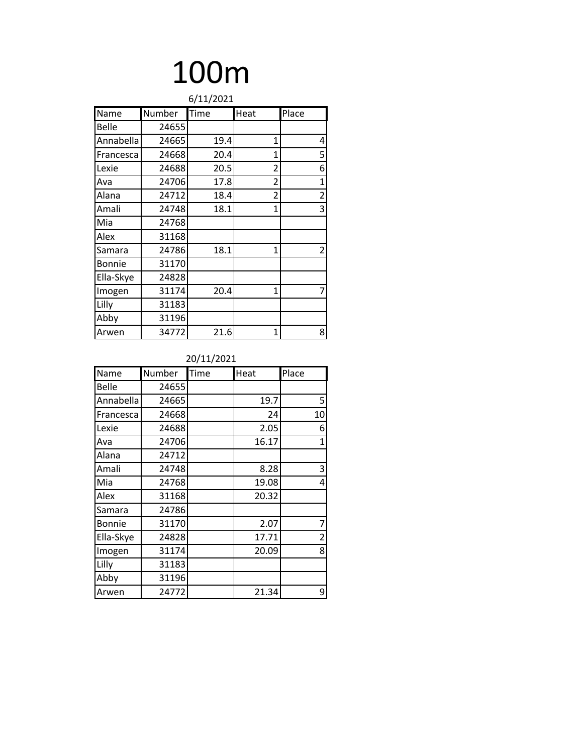# 100m

6/11/2021

| Name | Number | Time | Heat | Place |
|---|---|---|---|---|
| Belle | 24655 | | | |
| Annabella | 24665 | 19.4 | 1 | 4 |
| Francesca | 24668 | 20.4 | 1 | 5 |
| Lexie | 24688 | 20.5 | 2 | 6 |
| Ava | 24706 | 17.8 | 2 | 1 |
| Alana | 24712 | 18.4 | 2 | 2 |
| Amali | 24748 | 18.1 | 1 | 3 |
| Mia | 24768 | | | |
| Alex | 31168 | | | |
| Samara | 24786 | 18.1 | 1 | 2 |
| Bonnie | 31170 | | | |
| Ella-Skye | 24828 | | | |
| Imogen | 31174 | 20.4 | 1 | 7 |
| Lilly | 31183 | | | |
| Abby | 31196 | | | |
| Arwen | 34772 | 21.6 | 1 | 8 |

20/11/2021

| Name | Number | Time | Heat | Place |
|---|---|---|---|---|
| Belle | 24655 | | | |
| Annabella | 24665 | | 19.7 | 5 |
| Francesca | 24668 | | 24 | 10 |
| Lexie | 24688 | | 2.05 | 6 |
| Ava | 24706 | | 16.17 | 1 |
| Alana | 24712 | | | |
| Amali | 24748 | | 8.28 | 3 |
| Mia | 24768 | | 19.08 | 4 |
| Alex | 31168 | | 20.32 | |
| Samara | 24786 | | | |
| Bonnie | 31170 | | 2.07 | 7 |
| Ella-Skye | 24828 | | 17.71 | 2 |
| Imogen | 31174 | | 20.09 | 8 |
| Lilly | 31183 | | | |
| Abby | 31196 | | | |
| Arwen | 24772 | | 21.34 | 9 |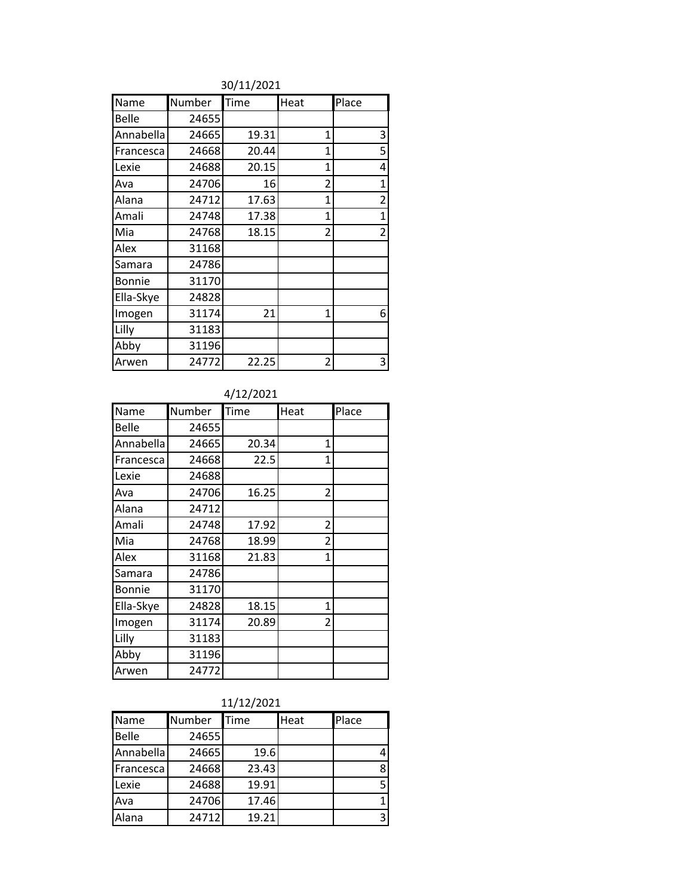30/11/2021

| Name | Number | Time | Heat | Place |
|---|---|---|---|---|
| Belle | 24655 | | | |
| Annabella | 24665 | 19.31 | 1 | 3 |
| Francesca | 24668 | 20.44 | 1 | 5 |
| Lexie | 24688 | 20.15 | 1 | 4 |
| Ava | 24706 | 16 | 2 | 1 |
| Alana | 24712 | 17.63 | 1 | 2 |
| Amali | 24748 | 17.38 | 1 | 1 |
| Mia | 24768 | 18.15 | 2 | 2 |
| Alex | 31168 | | | |
| Samara | 24786 | | | |
| Bonnie | 31170 | | | |
| Ella-Skye | 24828 | | | |
| Imogen | 31174 | 21 | 1 | 6 |
| Lilly | 31183 | | | |
| Abby | 31196 | | | |
| Arwen | 24772 | 22.25 | 2 | 3 |

4/12/2021

| Name | Number | Time | Heat | Place |
|---|---|---|---|---|
| Belle | 24655 | | | |
| Annabella | 24665 | 20.34 | 1 | |
| Francesca | 24668 | 22.5 | 1 | |
| Lexie | 24688 | | | |
| Ava | 24706 | 16.25 | 2 | |
| Alana | 24712 | | | |
| Amali | 24748 | 17.92 | 2 | |
| Mia | 24768 | 18.99 | 2 | |
| Alex | 31168 | 21.83 | 1 | |
| Samara | 24786 | | | |
| Bonnie | 31170 | | | |
| Ella-Skye | 24828 | 18.15 | 1 | |
| Imogen | 31174 | 20.89 | 2 | |
| Lilly | 31183 | | | |
| Abby | 31196 | | | |
| Arwen | 24772 | | | |

11/12/2021

| Name | Number | Time | Heat | Place |
|---|---|---|---|---|
| Belle | 24655 | | | |
| Annabella | 24665 | 19.6 | | 4 |
| Francesca | 24668 | 23.43 | | 8 |
| Lexie | 24688 | 19.91 | | 5 |
| Ava | 24706 | 17.46 | | 1 |
| Alana | 24712 | 19.21 | | 3 |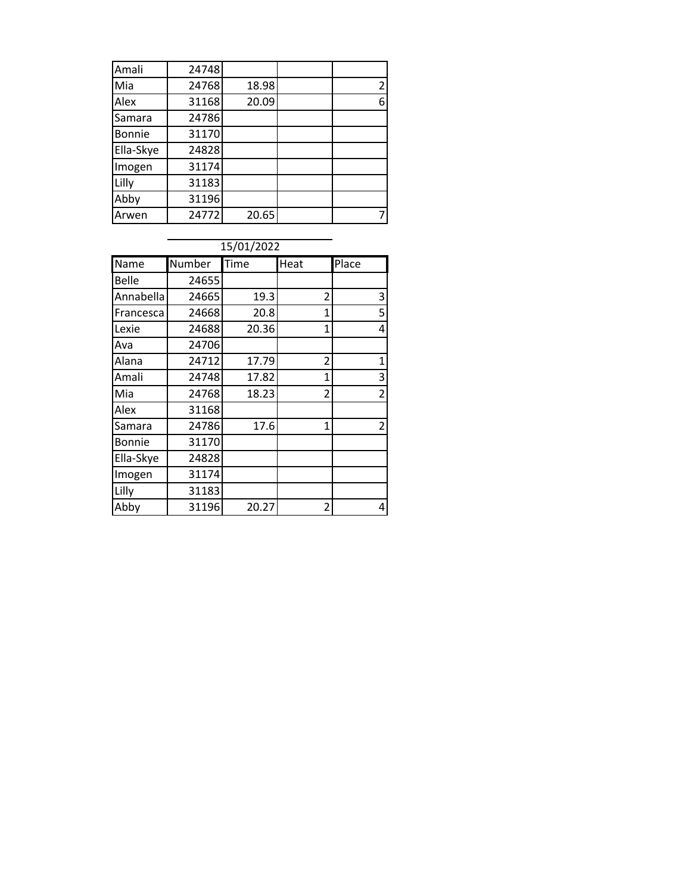| | | | | |
|---|---|---|---|---|
| Amali | 24748 | | | |
| Mia | 24768 | 18.98 | | 2 |
| Alex | 31168 | 20.09 | | 6 |
| Samara | 24786 | | | |
| Bonnie | 31170 | | | |
| Ella-Skye | 24828 | | | |
| Imogen | 31174 | | | |
| Lilly | 31183 | | | |
| Abby | 31196 | | | |
| Arwen | 24772 | 20.65 | | 7 |

15/01/2022

| Name | Number | Time | Heat | Place |
|---|---|---|---|---|
| Belle | 24655 | | | |
| Annabella | 24665 | 19.3 | 2 | 3 |
| Francesca | 24668 | 20.8 | 1 | 5 |
| Lexie | 24688 | 20.36 | 1 | 4 |
| Ava | 24706 | | | |
| Alana | 24712 | 17.79 | 2 | 1 |
| Amali | 24748 | 17.82 | 1 | 3 |
| Mia | 24768 | 18.23 | 2 | 2 |
| Alex | 31168 | | | |
| Samara | 24786 | 17.6 | 1 | 2 |
| Bonnie | 31170 | | | |
| Ella-Skye | 24828 | | | |
| Imogen | 31174 | | | |
| Lilly | 31183 | | | |
| Abby | 31196 | 20.27 | 2 | 4 |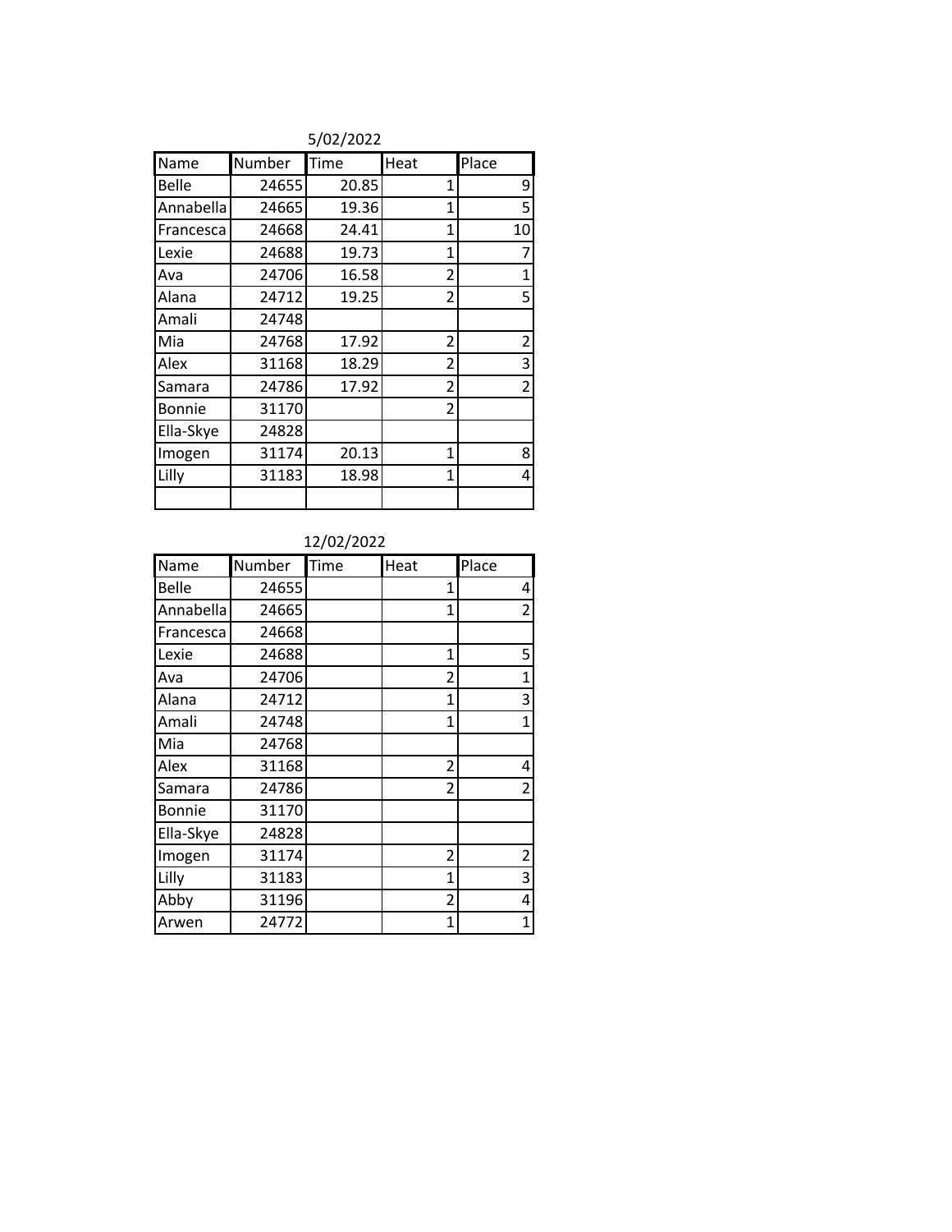5/02/2022

| Name | Number | Time | Heat | Place |
|---|---|---|---|---|
| Belle | 24655 | 20.85 | 1 | 9 |
| Annabella | 24665 | 19.36 | 1 | 5 |
| Francesca | 24668 | 24.41 | 1 | 10 |
| Lexie | 24688 | 19.73 | 1 | 7 |
| Ava | 24706 | 16.58 | 2 | 1 |
| Alana | 24712 | 19.25 | 2 | 5 |
| Amali | 24748 | | | |
| Mia | 24768 | 17.92 | 2 | 2 |
| Alex | 31168 | 18.29 | 2 | 3 |
| Samara | 24786 | 17.92 | 2 | 2 |
| Bonnie | 31170 | | 2 | |
| Ella-Skye | 24828 | | | |
| Imogen | 31174 | 20.13 | 1 | 8 |
| Lilly | 31183 | 18.98 | 1 | 4 |
| | | | | |

12/02/2022

| Name | Number | Time | Heat | Place |
|---|---|---|---|---|
| Belle | 24655 | | 1 | 4 |
| Annabella | 24665 | | 1 | 2 |
| Francesca | 24668 | | | |
| Lexie | 24688 | | 1 | 5 |
| Ava | 24706 | | 2 | 1 |
| Alana | 24712 | | 1 | 3 |
| Amali | 24748 | | 1 | 1 |
| Mia | 24768 | | | |
| Alex | 31168 | | 2 | 4 |
| Samara | 24786 | | 2 | 2 |
| Bonnie | 31170 | | | |
| Ella-Skye | 24828 | | | |
| Imogen | 31174 | | 2 | 2 |
| Lilly | 31183 | | 1 | 3 |
| Abby | 31196 | | 2 | 4 |
| Arwen | 24772 | | 1 | 1 |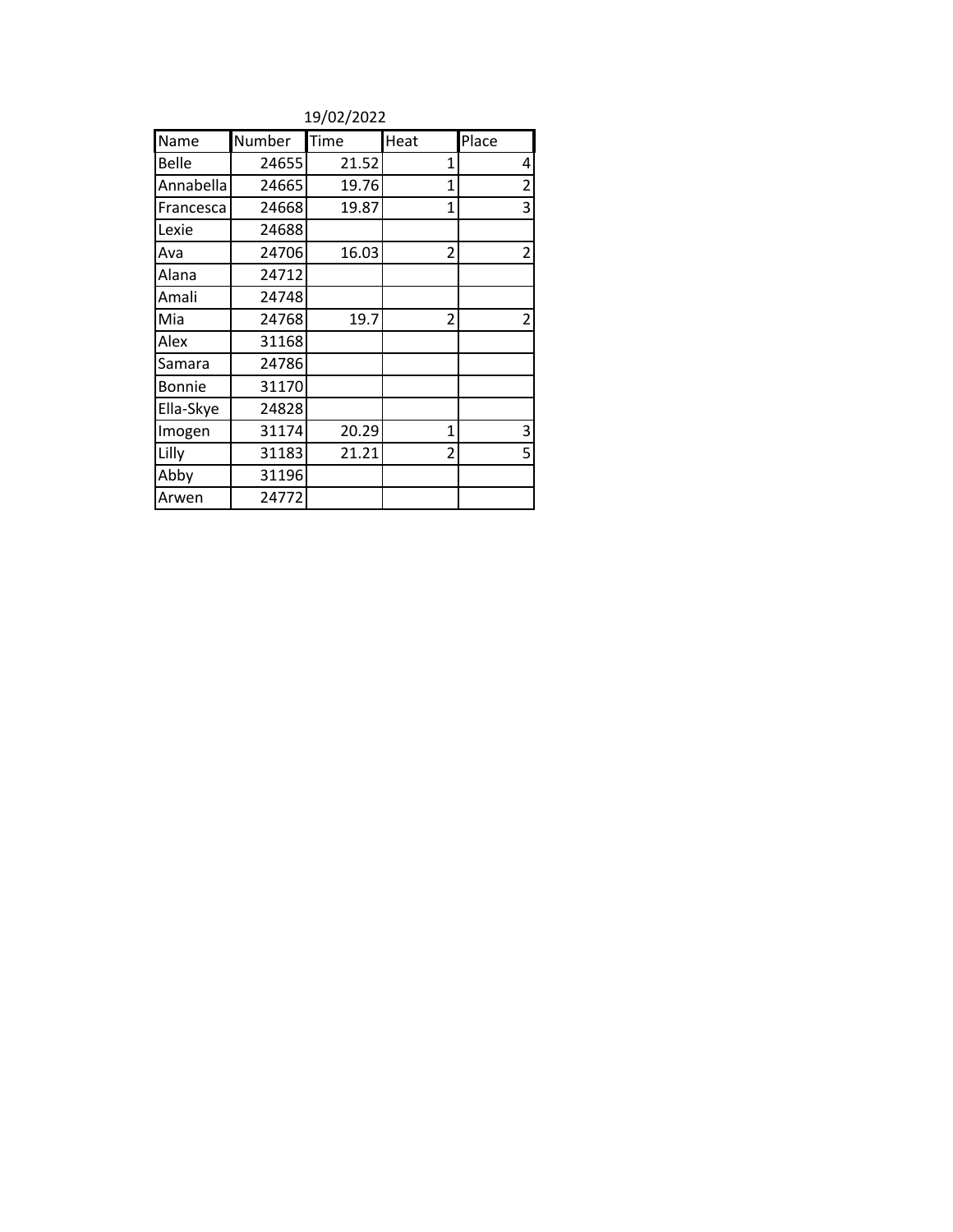19/02/2022

| Name | Number | Time | Heat | Place |
|---|---|---|---|---|
| Belle | 24655 | 21.52 | 1 | 4 |
| Annabella | 24665 | 19.76 | 1 | 2 |
| Francesca | 24668 | 19.87 | 1 | 3 |
| Lexie | 24688 | | | |
| Ava | 24706 | 16.03 | 2 | 2 |
| Alana | 24712 | | | |
| Amali | 24748 | | | |
| Mia | 24768 | 19.7 | 2 | 2 |
| Alex | 31168 | | | |
| Samara | 24786 | | | |
| Bonnie | 31170 | | | |
| Ella-Skye | 24828 | | | |
| Imogen | 31174 | 20.29 | 1 | 3 |
| Lilly | 31183 | 21.21 | 2 | 5 |
| Abby | 31196 | | | |
| Arwen | 24772 | | | |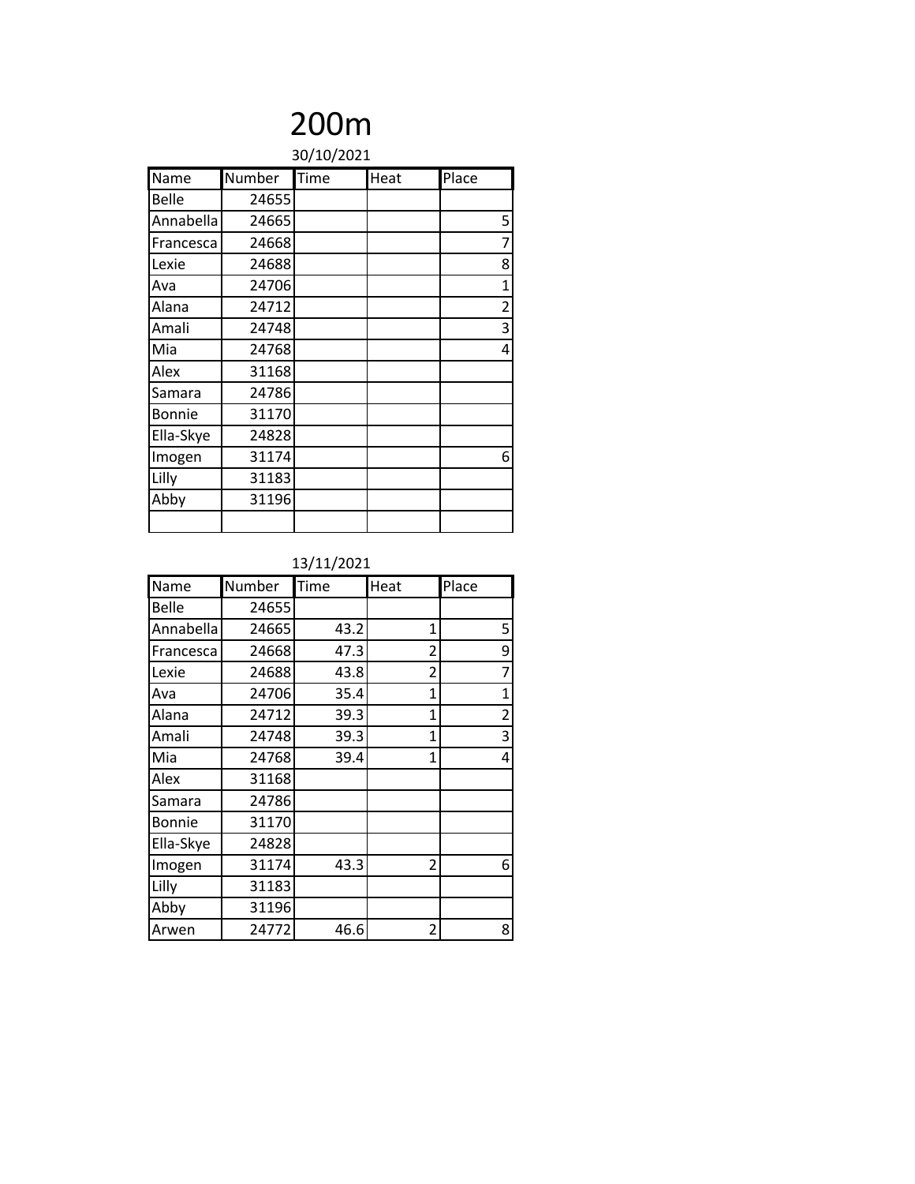# 200m

30/10/2021

| Name | Number | Time | Heat | Place |
|---|---|---|---|---|
| Belle | 24655 | | | |
| Annabella | 24665 | | | 5 |
| Francesca | 24668 | | | 7 |
| Lexie | 24688 | | | 8 |
| Ava | 24706 | | | 1 |
| Alana | 24712 | | | 2 |
| Amali | 24748 | | | 3 |
| Mia | 24768 | | | 4 |
| Alex | 31168 | | | |
| Samara | 24786 | | | |
| Bonnie | 31170 | | | |
| Ella-Skye | 24828 | | | |
| Imogen | 31174 | | | 6 |
| Lilly | 31183 | | | |
| Abby | 31196 | | | |
| | | | | |

13/11/2021

| Name | Number | Time | Heat | Place |
|---|---|---|---|---|
| Belle | 24655 | | | |
| Annabella | 24665 | 43.2 | 1 | 5 |
| Francesca | 24668 | 47.3 | 2 | 9 |
| Lexie | 24688 | 43.8 | 2 | 7 |
| Ava | 24706 | 35.4 | 1 | 1 |
| Alana | 24712 | 39.3 | 1 | 2 |
| Amali | 24748 | 39.3 | 1 | 3 |
| Mia | 24768 | 39.4 | 1 | 4 |
| Alex | 31168 | | | |
| Samara | 24786 | | | |
| Bonnie | 31170 | | | |
| Ella-Skye | 24828 | | | |
| Imogen | 31174 | 43.3 | 2 | 6 |
| Lilly | 31183 | | | |
| Abby | 31196 | | | |
| Arwen | 24772 | 46.6 | 2 | 8 |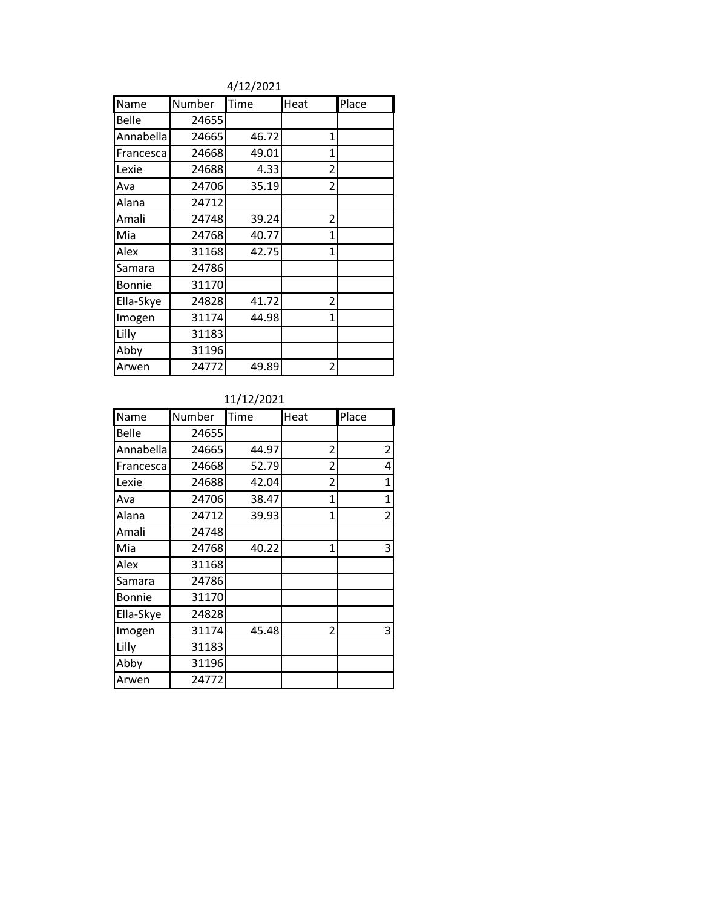4/12/2021

| Name | Number | Time | Heat | Place |
|---|---|---|---|---|
| Belle | 24655 | | | |
| Annabella | 24665 | 46.72 | 1 | |
| Francesca | 24668 | 49.01 | 1 | |
| Lexie | 24688 | 4.33 | 2 | |
| Ava | 24706 | 35.19 | 2 | |
| Alana | 24712 | | | |
| Amali | 24748 | 39.24 | 2 | |
| Mia | 24768 | 40.77 | 1 | |
| Alex | 31168 | 42.75 | 1 | |
| Samara | 24786 | | | |
| Bonnie | 31170 | | | |
| Ella-Skye | 24828 | 41.72 | 2 | |
| Imogen | 31174 | 44.98 | 1 | |
| Lilly | 31183 | | | |
| Abby | 31196 | | | |
| Arwen | 24772 | 49.89 | 2 | |

11/12/2021

| Name | Number | Time | Heat | Place |
|---|---|---|---|---|
| Belle | 24655 | | | |
| Annabella | 24665 | 44.97 | 2 | 2 |
| Francesca | 24668 | 52.79 | 2 | 4 |
| Lexie | 24688 | 42.04 | 2 | 1 |
| Ava | 24706 | 38.47 | 1 | 1 |
| Alana | 24712 | 39.93 | 1 | 2 |
| Amali | 24748 | | | |
| Mia | 24768 | 40.22 | 1 | 3 |
| Alex | 31168 | | | |
| Samara | 24786 | | | |
| Bonnie | 31170 | | | |
| Ella-Skye | 24828 | | | |
| Imogen | 31174 | 45.48 | 2 | 3 |
| Lilly | 31183 | | | |
| Abby | 31196 | | | |
| Arwen | 24772 | | | |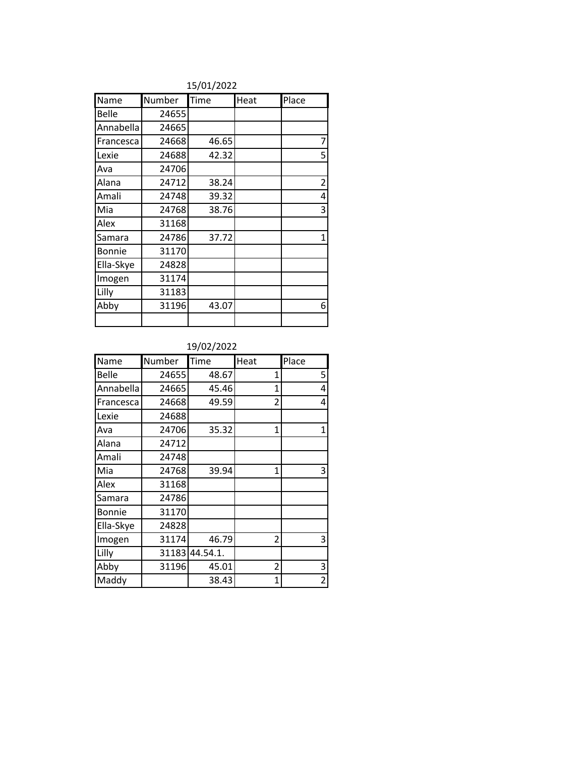15/01/2022

| Name | Number | Time | Heat | Place |
|---|---|---|---|---|
| Belle | 24655 | | | |
| Annabella | 24665 | | | |
| Francesca | 24668 | 46.65 | | 7 |
| Lexie | 24688 | 42.32 | | 5 |
| Ava | 24706 | | | |
| Alana | 24712 | 38.24 | | 2 |
| Amali | 24748 | 39.32 | | 4 |
| Mia | 24768 | 38.76 | | 3 |
| Alex | 31168 | | | |
| Samara | 24786 | 37.72 | | 1 |
| Bonnie | 31170 | | | |
| Ella-Skye | 24828 | | | |
| Imogen | 31174 | | | |
| Lilly | 31183 | | | |
| Abby | 31196 | 43.07 | | 6 |
| | | | | |

19/02/2022

| Name | Number | Time | Heat | Place |
|---|---|---|---|---|
| Belle | 24655 | 48.67 | 1 | 5 |
| Annabella | 24665 | 45.46 | 1 | 4 |
| Francesca | 24668 | 49.59 | 2 | 4 |
| Lexie | 24688 | | | |
| Ava | 24706 | 35.32 | 1 | 1 |
| Alana | 24712 | | | |
| Amali | 24748 | | | |
| Mia | 24768 | 39.94 | 1 | 3 |
| Alex | 31168 | | | |
| Samara | 24786 | | | |
| Bonnie | 31170 | | | |
| Ella-Skye | 24828 | | | |
| Imogen | 31174 | 46.79 | 2 | 3 |
| Lilly | 31183 | 44.54.1. | | |
| Abby | 31196 | 45.01 | 2 | 3 |
| Maddy | | 38.43 | 1 | 2 |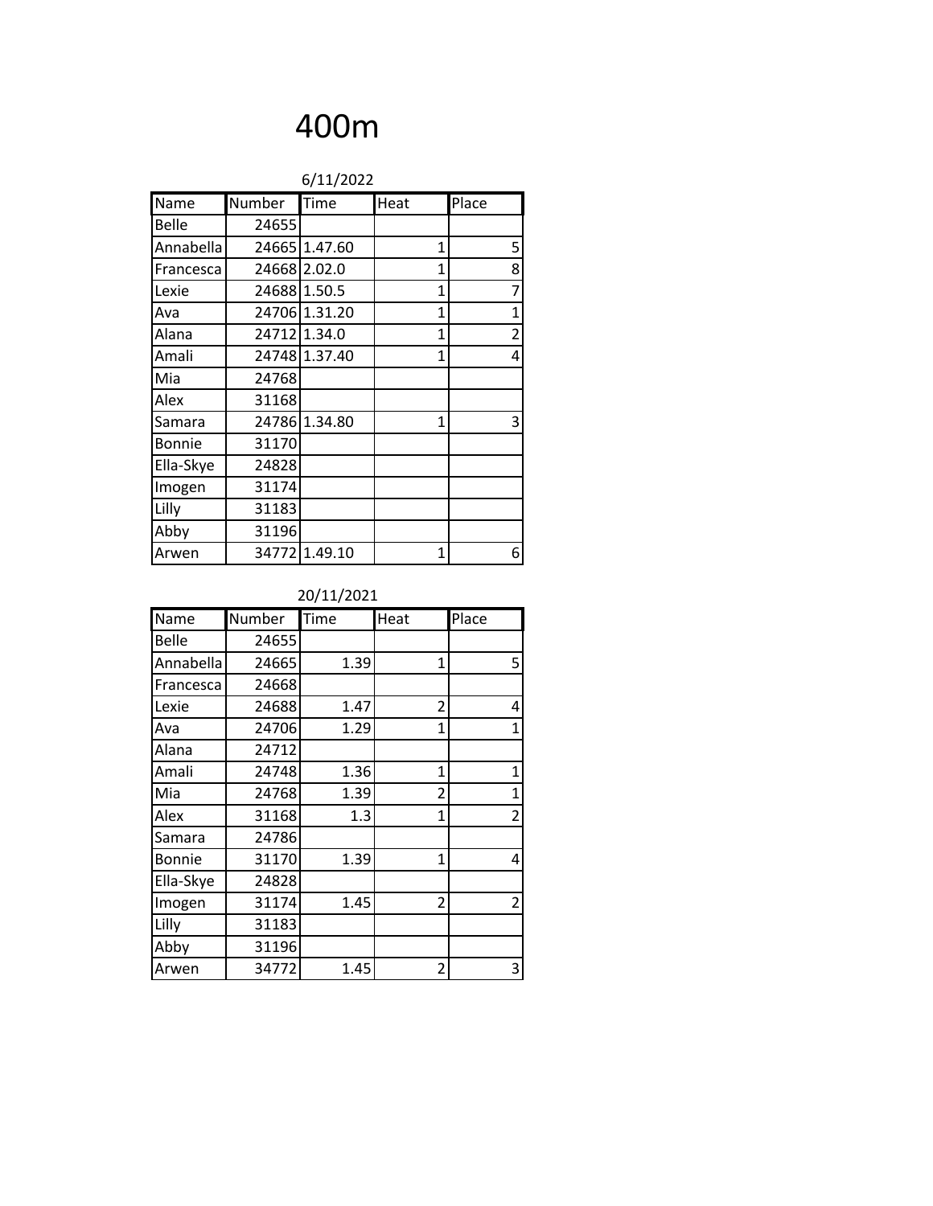# 400m

6/11/2022

| Name | Number | Time | Heat | Place |
|---|---|---|---|---|
| Belle | 24655 | | | |
| Annabella | 24665 | 1.47.60 | 1 | 5 |
| Francesca | 24668 | 2.02.0 | 1 | 8 |
| Lexie | 24688 | 1.50.5 | 1 | 7 |
| Ava | 24706 | 1.31.20 | 1 | 1 |
| Alana | 24712 | 1.34.0 | 1 | 2 |
| Amali | 24748 | 1.37.40 | 1 | 4 |
| Mia | 24768 | | | |
| Alex | 31168 | | | |
| Samara | 24786 | 1.34.80 | 1 | 3 |
| Bonnie | 31170 | | | |
| Ella-Skye | 24828 | | | |
| Imogen | 31174 | | | |
| Lilly | 31183 | | | |
| Abby | 31196 | | | |
| Arwen | 34772 | 1.49.10 | 1 | 6 |

20/11/2021

| Name | Number | Time | Heat | Place |
|---|---|---|---|---|
| Belle | 24655 | | | |
| Annabella | 24665 | 1.39 | 1 | 5 |
| Francesca | 24668 | | | |
| Lexie | 24688 | 1.47 | 2 | 4 |
| Ava | 24706 | 1.29 | 1 | 1 |
| Alana | 24712 | | | |
| Amali | 24748 | 1.36 | 1 | 1 |
| Mia | 24768 | 1.39 | 2 | 1 |
| Alex | 31168 | 1.3 | 1 | 2 |
| Samara | 24786 | | | |
| Bonnie | 31170 | 1.39 | 1 | 4 |
| Ella-Skye | 24828 | | | |
| Imogen | 31174 | 1.45 | 2 | 2 |
| Lilly | 31183 | | | |
| Abby | 31196 | | | |
| Arwen | 34772 | 1.45 | 2 | 3 |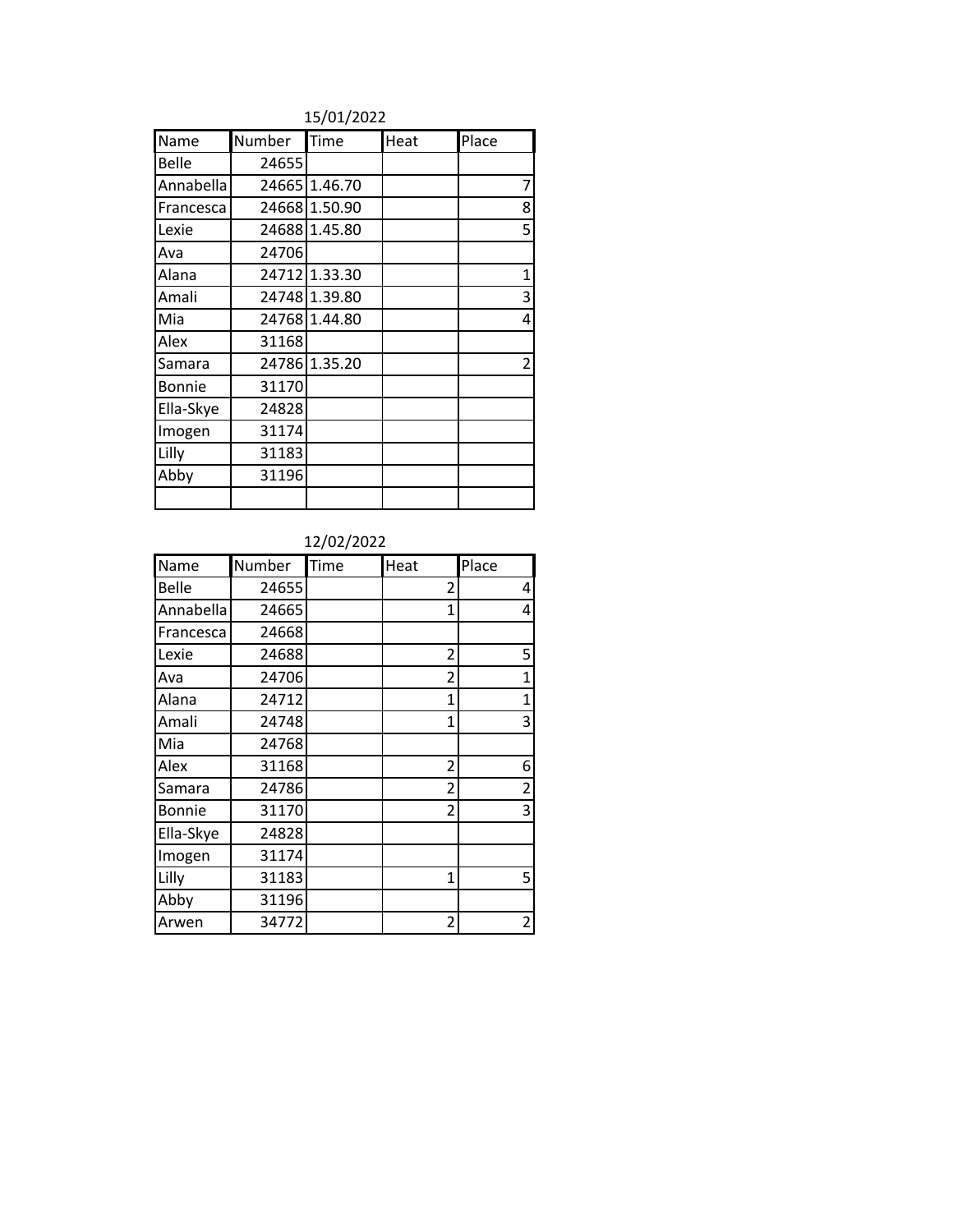15/01/2022

| Name | Number | Time | Heat | Place |
|---|---|---|---|---|
| Belle | 24655 | | | |
| Annabella | 24665 | 1.46.70 | | 7 |
| Francesca | 24668 | 1.50.90 | | 8 |
| Lexie | 24688 | 1.45.80 | | 5 |
| Ava | 24706 | | | |
| Alana | 24712 | 1.33.30 | | 1 |
| Amali | 24748 | 1.39.80 | | 3 |
| Mia | 24768 | 1.44.80 | | 4 |
| Alex | 31168 | | | |
| Samara | 24786 | 1.35.20 | | 2 |
| Bonnie | 31170 | | | |
| Ella-Skye | 24828 | | | |
| Imogen | 31174 | | | |
| Lilly | 31183 | | | |
| Abby | 31196 | | | |
| | | | | |

12/02/2022

| Name | Number | Time | Heat | Place |
|---|---|---|---|---|
| Belle | 24655 | | 2 | 4 |
| Annabella | 24665 | | 1 | 4 |
| Francesca | 24668 | | | |
| Lexie | 24688 | | 2 | 5 |
| Ava | 24706 | | 2 | 1 |
| Alana | 24712 | | 1 | 1 |
| Amali | 24748 | | 1 | 3 |
| Mia | 24768 | | | |
| Alex | 31168 | | 2 | 6 |
| Samara | 24786 | | 2 | 2 |
| Bonnie | 31170 | | 2 | 3 |
| Ella-Skye | 24828 | | | |
| Imogen | 31174 | | | |
| Lilly | 31183 | | 1 | 5 |
| Abby | 31196 | | | |
| Arwen | 34772 | | 2 | 2 |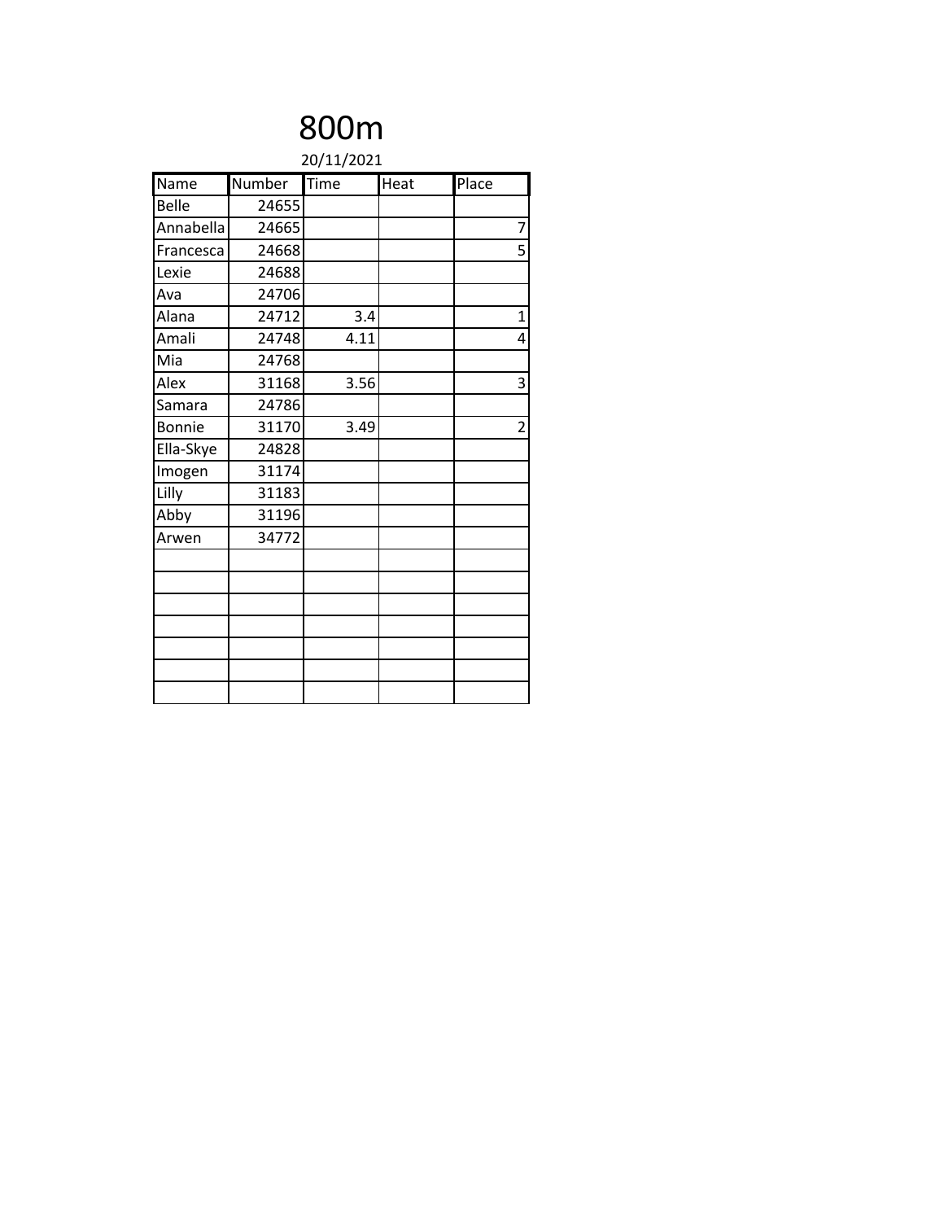# 800m

20/11/2021

| Name | Number | Time | Heat | Place |
|---|---|---|---|---|
| Belle | 24655 | | | |
| Annabella | 24665 | | | 7 |
| Francesca | 24668 | | | 5 |
| Lexie | 24688 | | | |
| Ava | 24706 | | | |
| Alana | 24712 | 3.4 | | 1 |
| Amali | 24748 | 4.11 | | 4 |
| Mia | 24768 | | | |
| Alex | 31168 | 3.56 | | 3 |
| Samara | 24786 | | | |
| Bonnie | 31170 | 3.49 | | 2 |
| Ella-Skye | 24828 | | | |
| Imogen | 31174 | | | |
| Lilly | 31183 | | | |
| Abby | 31196 | | | |
| Arwen | 34772 | | | |
| | | | | |
| | | | | |
| | | | | |
| | | | | |
| | | | | |
| | | | | |
| | | | | |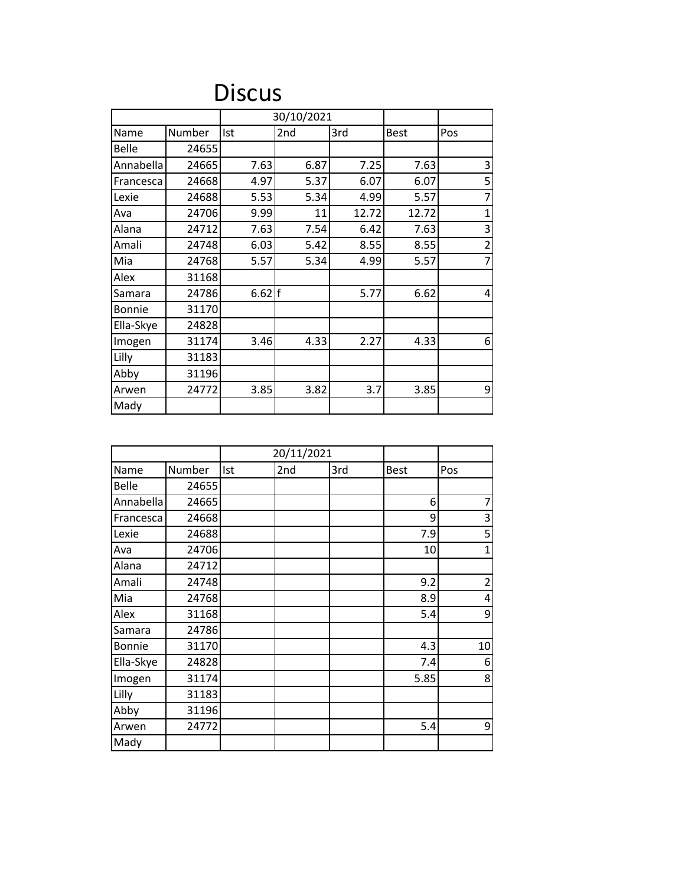# Discus

| | | 30/10/2021 | | | | |
|---|---|---|---|---|---|---|
| Name | Number | Ist | 2nd | 3rd | Best | Pos |
| Belle | 24655 | | | | | |
| Annabella | 24665 | 7.63 | 6.87 | 7.25 | 7.63 | 3 |
| Francesca | 24668 | 4.97 | 5.37 | 6.07 | 6.07 | 5 |
| Lexie | 24688 | 5.53 | 5.34 | 4.99 | 5.57 | 7 |
| Ava | 24706 | 9.99 | 11 | 12.72 | 12.72 | 1 |
| Alana | 24712 | 7.63 | 7.54 | 6.42 | 7.63 | 3 |
| Amali | 24748 | 6.03 | 5.42 | 8.55 | 8.55 | 2 |
| Mia | 24768 | 5.57 | 5.34 | 4.99 | 5.57 | 7 |
| Alex | 31168 | | | | | |
| Samara | 24786 | 6.62 | f | 5.77 | 6.62 | 4 |
| Bonnie | 31170 | | | | | |
| Ella-Skye | 24828 | | | | | |
| Imogen | 31174 | 3.46 | 4.33 | 2.27 | 4.33 | 6 |
| Lilly | 31183 | | | | | |
| Abby | 31196 | | | | | |
| Arwen | 24772 | 3.85 | 3.82 | 3.7 | 3.85 | 9 |
| Mady | | | | | | |

| | | 20/11/2021 | | | | |
|---|---|---|---|---|---|---|
| Name | Number | Ist | 2nd | 3rd | Best | Pos |
| Belle | 24655 | | | | | |
| Annabella | 24665 | | | | 6 | 7 |
| Francesca | 24668 | | | | 9 | 3 |
| Lexie | 24688 | | | | 7.9 | 5 |
| Ava | 24706 | | | | 10 | 1 |
| Alana | 24712 | | | | | |
| Amali | 24748 | | | | 9.2 | 2 |
| Mia | 24768 | | | | 8.9 | 4 |
| Alex | 31168 | | | | 5.4 | 9 |
| Samara | 24786 | | | | | |
| Bonnie | 31170 | | | | 4.3 | 10 |
| Ella-Skye | 24828 | | | | 7.4 | 6 |
| Imogen | 31174 | | | | 5.85 | 8 |
| Lilly | 31183 | | | | | |
| Abby | 31196 | | | | | |
| Arwen | 24772 | | | | 5.4 | 9 |
| Mady | | | | | | |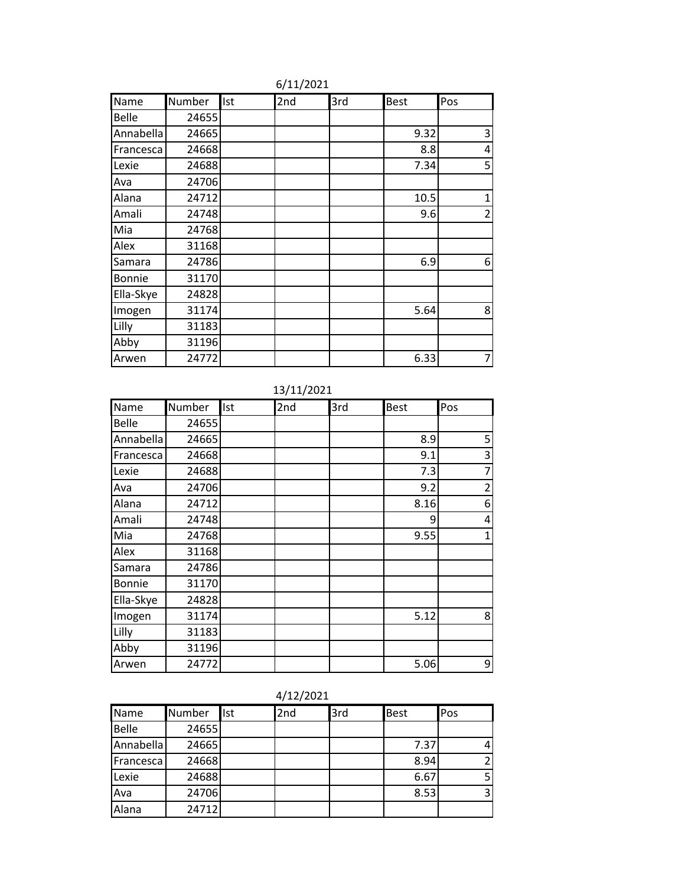6/11/2021

| Name | Number | Ist | 2nd | 3rd | Best | Pos |
|---|---|---|---|---|---|---|
| Belle | 24655 | | | | | |
| Annabella | 24665 | | | | 9.32 | 3 |
| Francesca | 24668 | | | | 8.8 | 4 |
| Lexie | 24688 | | | | 7.34 | 5 |
| Ava | 24706 | | | | | |
| Alana | 24712 | | | | 10.5 | 1 |
| Amali | 24748 | | | | 9.6 | 2 |
| Mia | 24768 | | | | | |
| Alex | 31168 | | | | | |
| Samara | 24786 | | | | 6.9 | 6 |
| Bonnie | 31170 | | | | | |
| Ella-Skye | 24828 | | | | | |
| Imogen | 31174 | | | | 5.64 | 8 |
| Lilly | 31183 | | | | | |
| Abby | 31196 | | | | | |
| Arwen | 24772 | | | | 6.33 | 7 |

13/11/2021

| Name | Number | Ist | 2nd | 3rd | Best | Pos |
|---|---|---|---|---|---|---|
| Belle | 24655 | | | | | |
| Annabella | 24665 | | | | 8.9 | 5 |
| Francesca | 24668 | | | | 9.1 | 3 |
| Lexie | 24688 | | | | 7.3 | 7 |
| Ava | 24706 | | | | 9.2 | 2 |
| Alana | 24712 | | | | 8.16 | 6 |
| Amali | 24748 | | | | 9 | 4 |
| Mia | 24768 | | | | 9.55 | 1 |
| Alex | 31168 | | | | | |
| Samara | 24786 | | | | | |
| Bonnie | 31170 | | | | | |
| Ella-Skye | 24828 | | | | | |
| Imogen | 31174 | | | | 5.12 | 8 |
| Lilly | 31183 | | | | | |
| Abby | 31196 | | | | | |
| Arwen | 24772 | | | | 5.06 | 9 |

4/12/2021

| Name | Number | Ist | 2nd | 3rd | Best | Pos |
|---|---|---|---|---|---|---|
| Belle | 24655 | | | | | |
| Annabella | 24665 | | | | 7.37 | 4 |
| Francesca | 24668 | | | | 8.94 | 2 |
| Lexie | 24688 | | | | 6.67 | 5 |
| Ava | 24706 | | | | 8.53 | 3 |
| Alana | 24712 | | | | | |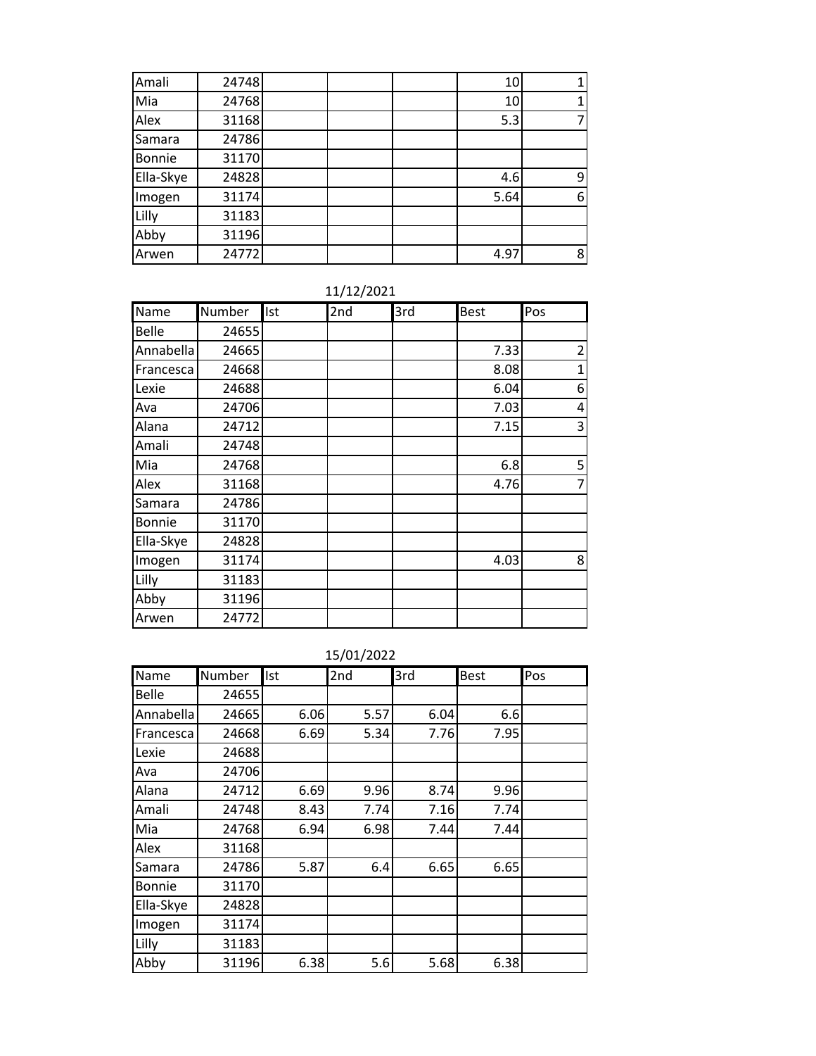| | | | | | | |
|---|---|---|---|---|---|---|
| Amali | 24748 | | | | 10 | 1 |
| Mia | 24768 | | | | 10 | 1 |
| Alex | 31168 | | | | 5.3 | 7 |
| Samara | 24786 | | | | | |
| Bonnie | 31170 | | | | | |
| Ella-Skye | 24828 | | | | 4.6 | 9 |
| Imogen | 31174 | | | | 5.64 | 6 |
| Lilly | 31183 | | | | | |
| Abby | 31196 | | | | | |
| Arwen | 24772 | | | | 4.97 | 8 |

11/12/2021

| Name | Number | Ist | 2nd | 3rd | Best | Pos |
|---|---|---|---|---|---|---|
| Belle | 24655 | | | | | |
| Annabella | 24665 | | | | 7.33 | 2 |
| Francesca | 24668 | | | | 8.08 | 1 |
| Lexie | 24688 | | | | 6.04 | 6 |
| Ava | 24706 | | | | 7.03 | 4 |
| Alana | 24712 | | | | 7.15 | 3 |
| Amali | 24748 | | | | | |
| Mia | 24768 | | | | 6.8 | 5 |
| Alex | 31168 | | | | 4.76 | 7 |
| Samara | 24786 | | | | | |
| Bonnie | 31170 | | | | | |
| Ella-Skye | 24828 | | | | | |
| Imogen | 31174 | | | | 4.03 | 8 |
| Lilly | 31183 | | | | | |
| Abby | 31196 | | | | | |
| Arwen | 24772 | | | | | |

15/01/2022

| Name | Number | Ist | 2nd | 3rd | Best | Pos |
|---|---|---|---|---|---|---|
| Belle | 24655 | | | | | |
| Annabella | 24665 | 6.06 | 5.57 | 6.04 | 6.6 | |
| Francesca | 24668 | 6.69 | 5.34 | 7.76 | 7.95 | |
| Lexie | 24688 | | | | | |
| Ava | 24706 | | | | | |
| Alana | 24712 | 6.69 | 9.96 | 8.74 | 9.96 | |
| Amali | 24748 | 8.43 | 7.74 | 7.16 | 7.74 | |
| Mia | 24768 | 6.94 | 6.98 | 7.44 | 7.44 | |
| Alex | 31168 | | | | | |
| Samara | 24786 | 5.87 | 6.4 | 6.65 | 6.65 | |
| Bonnie | 31170 | | | | | |
| Ella-Skye | 24828 | | | | | |
| Imogen | 31174 | | | | | |
| Lilly | 31183 | | | | | |
| Abby | 31196 | 6.38 | 5.6 | 5.68 | 6.38 | |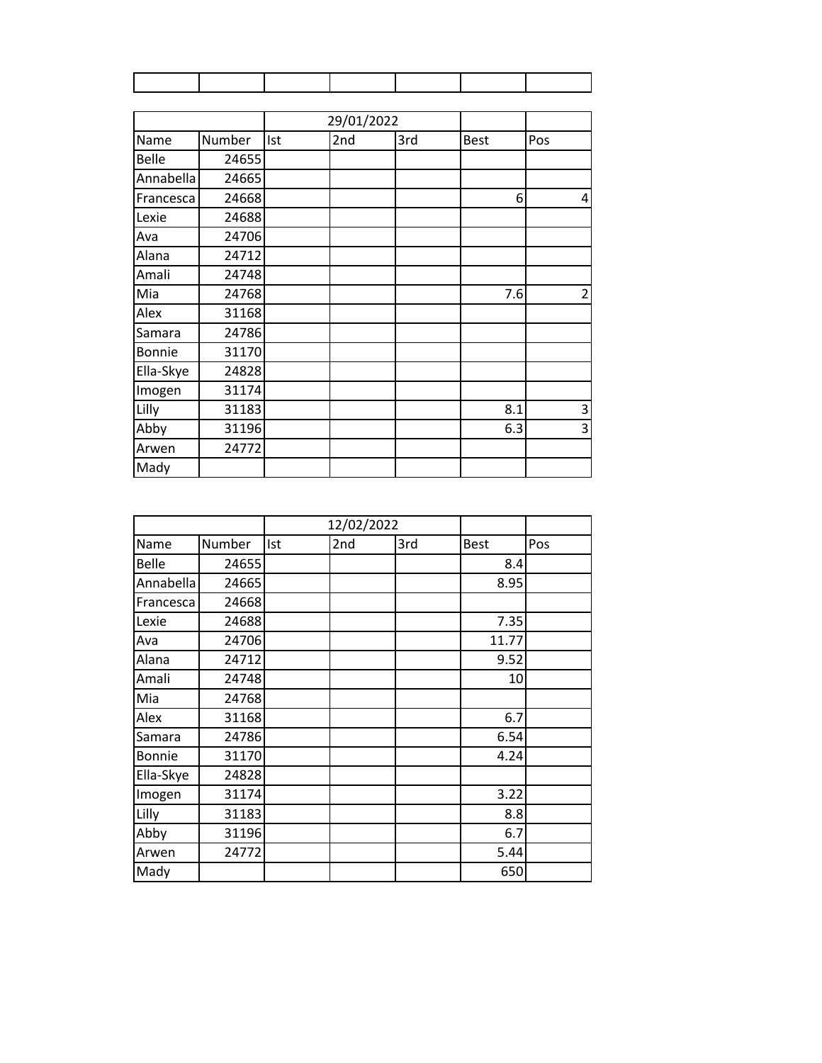| | | | | | | |
|---|---|---|---|---|---|---|

| | | 29/01/2022 | | | | |
|---|---|---|---|---|---|---|
| Name | Number | Ist | 2nd | 3rd | Best | Pos |
| Belle | 24655 | | | | | |
| Annabella | 24665 | | | | | |
| Francesca | 24668 | | | | 6 | 4 |
| Lexie | 24688 | | | | | |
| Ava | 24706 | | | | | |
| Alana | 24712 | | | | | |
| Amali | 24748 | | | | | |
| Mia | 24768 | | | | 7.6 | 2 |
| Alex | 31168 | | | | | |
| Samara | 24786 | | | | | |
| Bonnie | 31170 | | | | | |
| Ella-Skye | 24828 | | | | | |
| Imogen | 31174 | | | | | |
| Lilly | 31183 | | | | 8.1 | 3 |
| Abby | 31196 | | | | 6.3 | 3 |
| Arwen | 24772 | | | | | |
| Mady | | | | | | |

| | | 12/02/2022 | | | | |
|---|---|---|---|---|---|---|
| Name | Number | Ist | 2nd | 3rd | Best | Pos |
| Belle | 24655 | | | | 8.4 | |
| Annabella | 24665 | | | | 8.95 | |
| Francesca | 24668 | | | | | |
| Lexie | 24688 | | | | 7.35 | |
| Ava | 24706 | | | | 11.77 | |
| Alana | 24712 | | | | 9.52 | |
| Amali | 24748 | | | | 10 | |
| Mia | 24768 | | | | | |
| Alex | 31168 | | | | 6.7 | |
| Samara | 24786 | | | | 6.54 | |
| Bonnie | 31170 | | | | 4.24 | |
| Ella-Skye | 24828 | | | | | |
| Imogen | 31174 | | | | 3.22 | |
| Lilly | 31183 | | | | 8.8 | |
| Abby | 31196 | | | | 6.7 | |
| Arwen | 24772 | | | | 5.44 | |
| Mady | | | | | 650 | |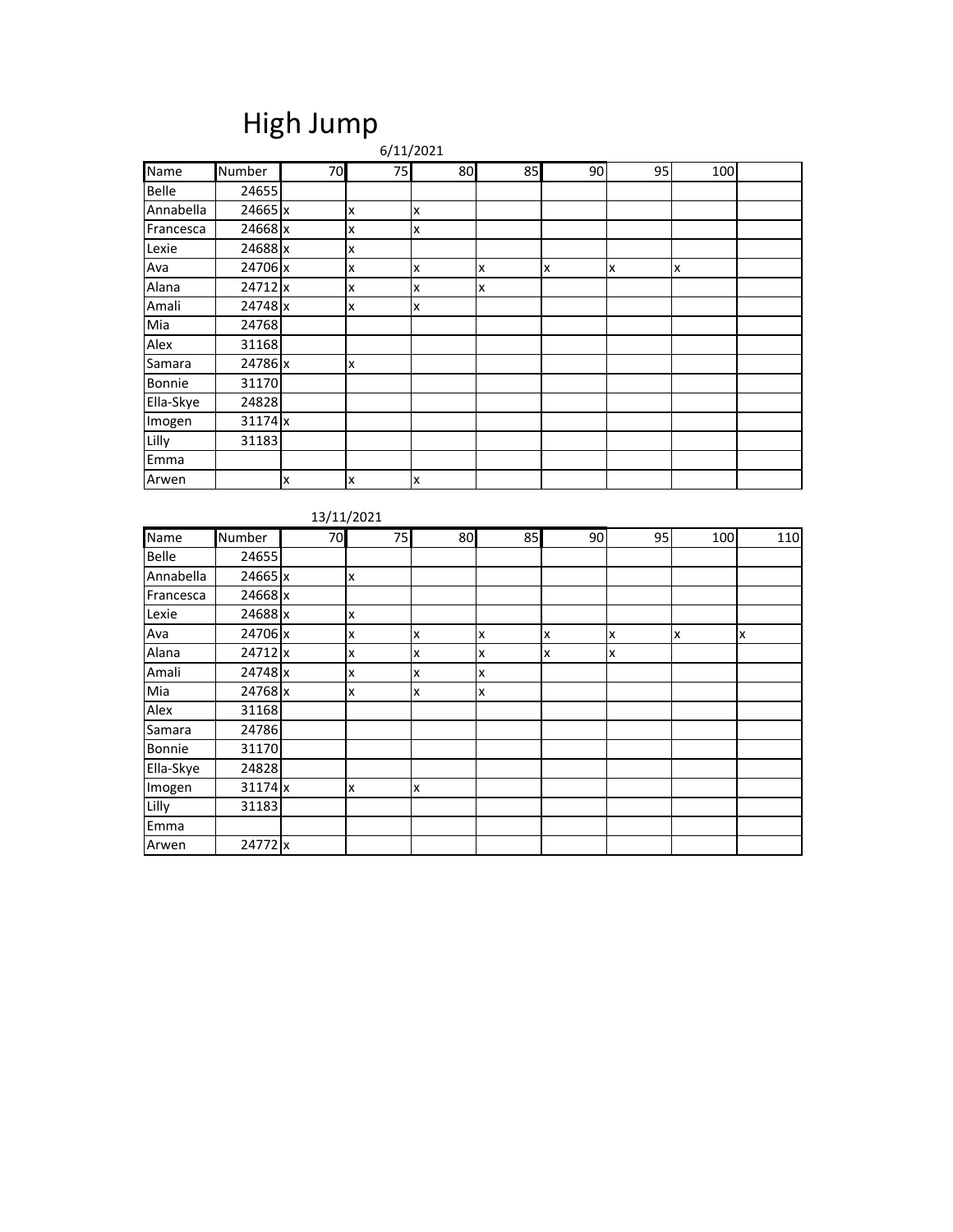# High Jump

6/11/2021

| Name | Number | 70 | 75 | 80 | 85 | 90 | 95 | 100 | |
|---|---|---|---|---|---|---|---|---|---|
| Belle | 24655 | | | | | | | | |
| Annabella | 24665 | x | x | x | | | | | |
| Francesca | 24668 | x | x | x | | | | | |
| Lexie | 24688 | x | x | | | | | | |
| Ava | 24706 | x | x | x | x | x | x | x | |
| Alana | 24712 | x | x | x | x | | | | |
| Amali | 24748 | x | x | x | | | | | |
| Mia | 24768 | | | | | | | | |
| Alex | 31168 | | | | | | | | |
| Samara | 24786 | x | x | | | | | | |
| Bonnie | 31170 | | | | | | | | |
| Ella-Skye | 24828 | | | | | | | | |
| Imogen | 31174 | x | | | | | | | |
| Lilly | 31183 | | | | | | | | |
| Emma | | | | | | | | | |
| Arwen | | x | x | x | | | | | |

13/11/2021

| Name | Number | 70 | 75 | 80 | 85 | 90 | 95 | 100 | 110 |
|---|---|---|---|---|---|---|---|---|---|
| Belle | 24655 | | | | | | | | |
| Annabella | 24665 | x | x | | | | | | |
| Francesca | 24668 | x | | | | | | | |
| Lexie | 24688 | x | x | | | | | | |
| Ava | 24706 | x | x | x | x | x | x | x | x |
| Alana | 24712 | x | x | x | x | x | x | | |
| Amali | 24748 | x | x | x | x | | | | |
| Mia | 24768 | x | x | x | x | | | | |
| Alex | 31168 | | | | | | | | |
| Samara | 24786 | | | | | | | | |
| Bonnie | 31170 | | | | | | | | |
| Ella-Skye | 24828 | | | | | | | | |
| Imogen | 31174 | x | x | x | | | | | |
| Lilly | 31183 | | | | | | | | |
| Emma | | | | | | | | | |
| Arwen | 24772 | x | | | | | | | |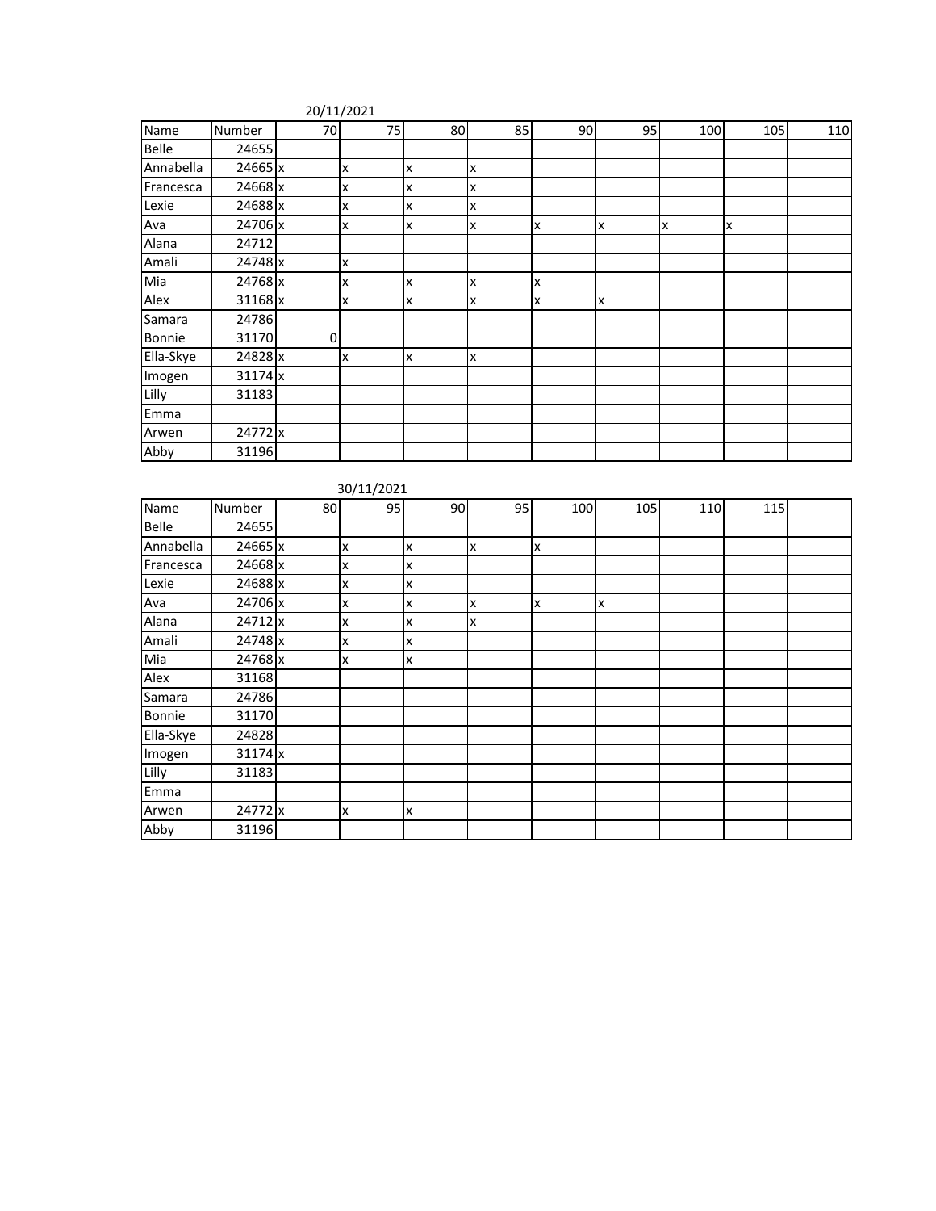20/11/2021

| Name | Number | 70 | 75 | 80 | 85 | 90 | 95 | 100 | 105 | 110 |
|---|---|---|---|---|---|---|---|---|---|---|
| Belle | 24655 | | | | | | | | | |
| Annabella | 24665 | x | x | x | x | | | | | |
| Francesca | 24668 | x | x | x | x | | | | | |
| Lexie | 24688 | x | x | x | x | | | | | |
| Ava | 24706 | x | x | x | x | x | x | x | x | |
| Alana | 24712 | | | | | | | | | |
| Amali | 24748 | x | x | | | | | | | |
| Mia | 24768 | x | x | x | x | x | | | | |
| Alex | 31168 | x | x | x | x | x | x | | | |
| Samara | 24786 | | | | | | | | | |
| Bonnie | 31170 | 0 | | | | | | | | |
| Ella-Skye | 24828 | x | x | x | x | | | | | |
| Imogen | 31174 | x | | | | | | | | |
| Lilly | 31183 | | | | | | | | | |
| Emma | | | | | | | | | | |
| Arwen | 24772 | x | | | | | | | | |
| Abby | 31196 | | | | | | | | | |

30/11/2021

| Name | Number | 80 | 95 | 90 | 95 | 100 | 105 | 110 | 115 | |
|---|---|---|---|---|---|---|---|---|---|---|
| Belle | 24655 | | | | | | | | | |
| Annabella | 24665 | x | x | x | x | x | | | | |
| Francesca | 24668 | x | x | x | | | | | | |
| Lexie | 24688 | x | x | x | | | | | | |
| Ava | 24706 | x | x | x | x | x | x | | | |
| Alana | 24712 | x | x | x | x | | | | | |
| Amali | 24748 | x | x | x | | | | | | |
| Mia | 24768 | x | x | x | | | | | | |
| Alex | 31168 | | | | | | | | | |
| Samara | 24786 | | | | | | | | | |
| Bonnie | 31170 | | | | | | | | | |
| Ella-Skye | 24828 | | | | | | | | | |
| Imogen | 31174 | x | | | | | | | | |
| Lilly | 31183 | | | | | | | | | |
| Emma | | | | | | | | | | |
| Arwen | 24772 | x | x | x | | | | | | |
| Abby | 31196 | | | | | | | | | |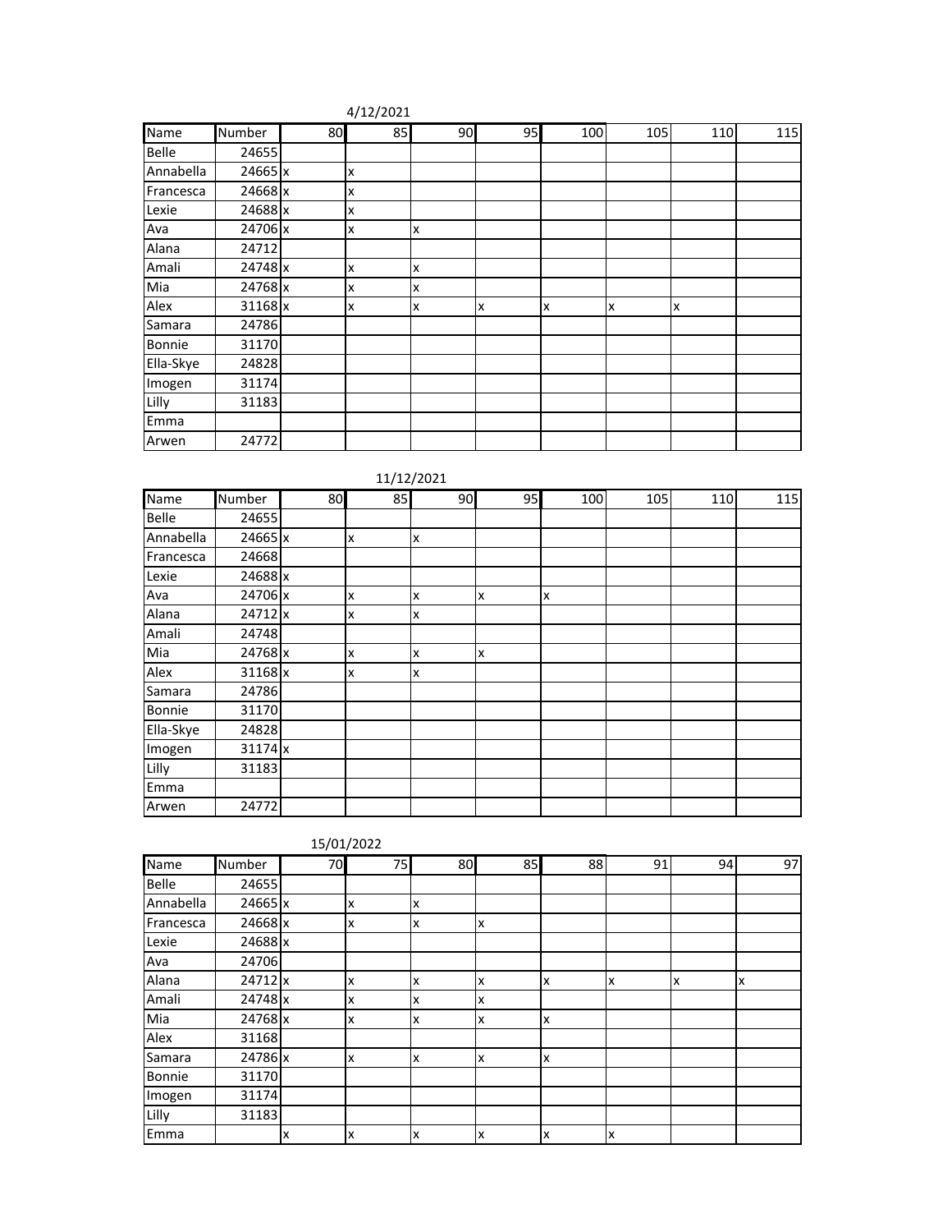4/12/2021

| Name | Number | 80 | 85 | 90 | 95 | 100 | 105 | 110 | 115 |
|---|---|---|---|---|---|---|---|---|---|
| Belle | 24655 | | | | | | | | |
| Annabella | 24665 | x | x | | | | | | |
| Francesca | 24668 | x | x | | | | | | |
| Lexie | 24688 | x | x | | | | | | |
| Ava | 24706 | x | x | x | | | | | |
| Alana | 24712 | | | | | | | | |
| Amali | 24748 | x | x | x | | | | | |
| Mia | 24768 | x | x | x | | | | | |
| Alex | 31168 | x | x | x | x | x | x | x | |
| Samara | 24786 | | | | | | | | |
| Bonnie | 31170 | | | | | | | | |
| Ella-Skye | 24828 | | | | | | | | |
| Imogen | 31174 | | | | | | | | |
| Lilly | 31183 | | | | | | | | |
| Emma | | | | | | | | | |
| Arwen | 24772 | | | | | | | | |

11/12/2021

| Name | Number | 80 | 85 | 90 | 95 | 100 | 105 | 110 | 115 |
|---|---|---|---|---|---|---|---|---|---|
| Belle | 24655 | | | | | | | | |
| Annabella | 24665 | x | x | x | | | | | |
| Francesca | 24668 | | | | | | | | |
| Lexie | 24688 | x | | | | | | | |
| Ava | 24706 | x | x | x | x | x | | | |
| Alana | 24712 | x | x | x | | | | | |
| Amali | 24748 | | | | | | | | |
| Mia | 24768 | x | x | x | x | | | | |
| Alex | 31168 | x | x | x | | | | | |
| Samara | 24786 | | | | | | | | |
| Bonnie | 31170 | | | | | | | | |
| Ella-Skye | 24828 | | | | | | | | |
| Imogen | 31174 | x | | | | | | | |
| Lilly | 31183 | | | | | | | | |
| Emma | | | | | | | | | |
| Arwen | 24772 | | | | | | | | |

15/01/2022

| Name | Number | 70 | 75 | 80 | 85 | 88 | 91 | 94 | 97 |
|---|---|---|---|---|---|---|---|---|---|
| Belle | 24655 | | | | | | | | |
| Annabella | 24665 | x | x | x | | | | | |
| Francesca | 24668 | x | x | x | x | | | | |
| Lexie | 24688 | x | | | | | | | |
| Ava | 24706 | | | | | | | | |
| Alana | 24712 | x | x | x | x | x | x | x | x |
| Amali | 24748 | x | x | x | x | | | | |
| Mia | 24768 | x | x | x | x | x | | | |
| Alex | 31168 | | | | | | | | |
| Samara | 24786 | x | x | x | x | x | | | |
| Bonnie | 31170 | | | | | | | | |
| Imogen | 31174 | | | | | | | | |
| Lilly | 31183 | | | | | | | | |
| Emma | | x | x | x | x | x | x | | |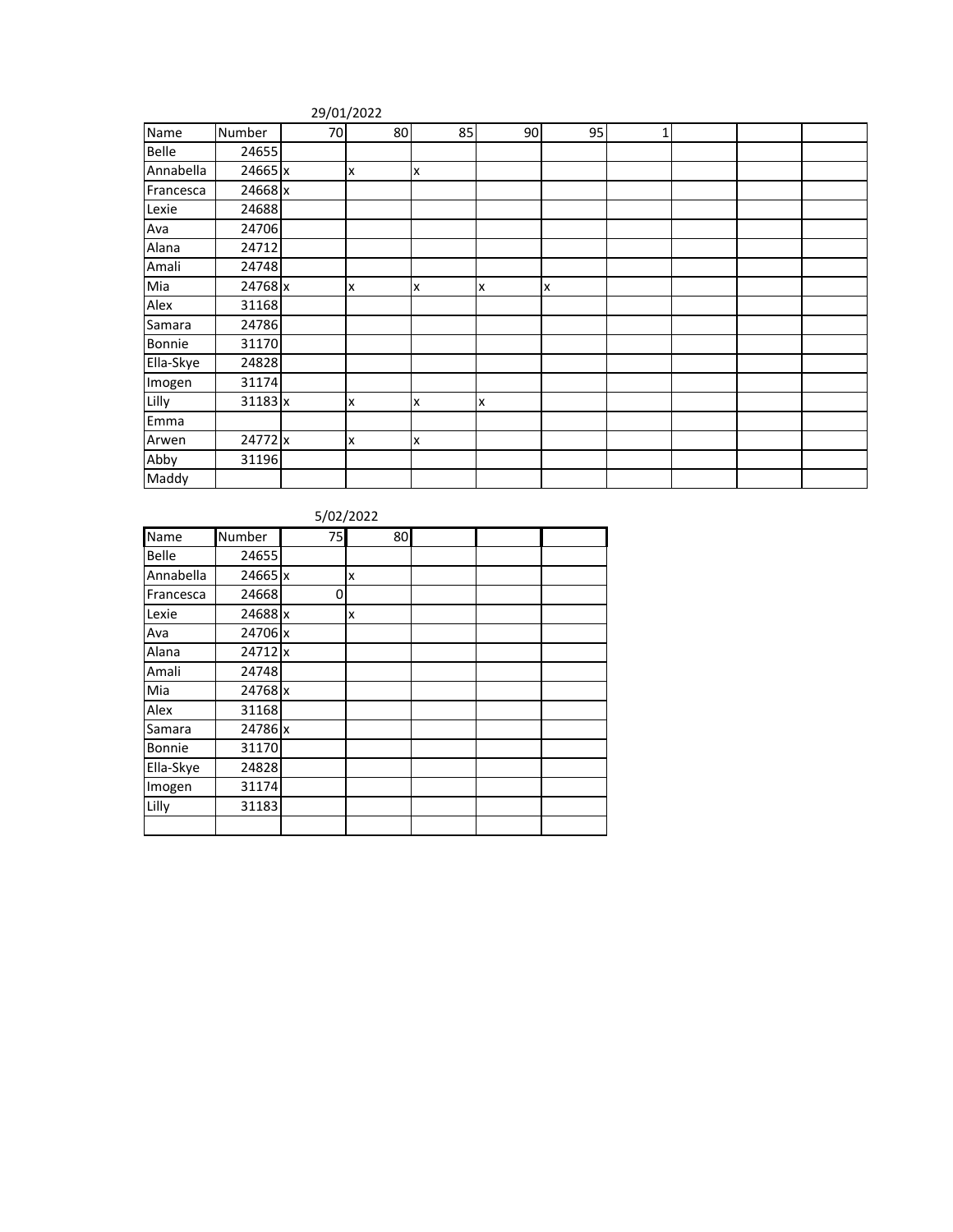29/01/2022

| Name | Number | 70 | 80 | 85 | 90 | 95 | 1 | | | |
|---|---|---|---|---|---|---|---|---|---|---|
| Belle | 24655 | | | | | | | | | |
| Annabella | 24665 | x | x | x | | | | | | |
| Francesca | 24668 | x | | | | | | | | |
| Lexie | 24688 | | | | | | | | | |
| Ava | 24706 | | | | | | | | | |
| Alana | 24712 | | | | | | | | | |
| Amali | 24748 | | | | | | | | | |
| Mia | 24768 | x | x | x | x | x | | | | |
| Alex | 31168 | | | | | | | | | |
| Samara | 24786 | | | | | | | | | |
| Bonnie | 31170 | | | | | | | | | |
| Ella-Skye | 24828 | | | | | | | | | |
| Imogen | 31174 | | | | | | | | | |
| Lilly | 31183 | x | x | x | x | | | | | |
| Emma | | | | | | | | | | |
| Arwen | 24772 | x | x | x | | | | | | |
| Abby | 31196 | | | | | | | | | |
| Maddy | | | | | | | | | | |

5/02/2022

| Name | Number | 75 | 80 | | | |
|---|---|---|---|---|---|---|
| Belle | 24655 | | | | | |
| Annabella | 24665 | x | x | | | |
| Francesca | 24668 | 0 | | | | |
| Lexie | 24688 | x | x | | | |
| Ava | 24706 | x | | | | |
| Alana | 24712 | x | | | | |
| Amali | 24748 | | | | | |
| Mia | 24768 | x | | | | |
| Alex | 31168 | | | | | |
| Samara | 24786 | x | | | | |
| Bonnie | 31170 | | | | | |
| Ella-Skye | 24828 | | | | | |
| Imogen | 31174 | | | | | |
| Lilly | 31183 | | | | | |
| | | | | | | |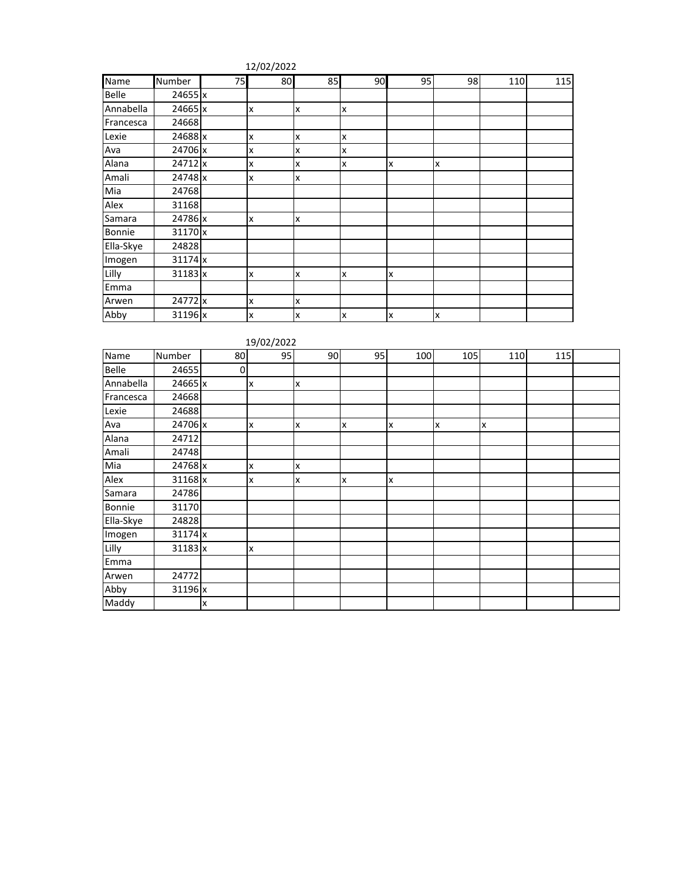12/02/2022

| Name | Number | 75 | 80 | 85 | 90 | 95 | 98 | 110 | 115 |
|---|---|---|---|---|---|---|---|---|---|
| Belle | 24655 | x | | | | | | | |
| Annabella | 24665 | x | x | x | x | | | | |
| Francesca | 24668 | | | | | | | | |
| Lexie | 24688 | x | x | x | x | | | | |
| Ava | 24706 | x | x | x | x | | | | |
| Alana | 24712 | x | x | x | x | x | x | | |
| Amali | 24748 | x | x | x | | | | | |
| Mia | 24768 | | | | | | | | |
| Alex | 31168 | | | | | | | | |
| Samara | 24786 | x | x | x | | | | | |
| Bonnie | 31170 | x | | | | | | | |
| Ella-Skye | 24828 | | | | | | | | |
| Imogen | 31174 | x | | | | | | | |
| Lilly | 31183 | x | x | x | x | x | | | |
| Emma | | | | | | | | | |
| Arwen | 24772 | x | x | x | | | | | |
| Abby | 31196 | x | x | x | x | x | x | | |

19/02/2022

| Name | Number | 80 | 95 | 90 | 95 | 100 | 105 | 110 | 115 | |
|---|---|---|---|---|---|---|---|---|---|---|
| Belle | 24655 | 0 | | | | | | | | |
| Annabella | 24665 | x | x | x | | | | | | |
| Francesca | 24668 | | | | | | | | | |
| Lexie | 24688 | | | | | | | | | |
| Ava | 24706 | x | x | x | x | x | x | x | | |
| Alana | 24712 | | | | | | | | | |
| Amali | 24748 | | | | | | | | | |
| Mia | 24768 | x | x | x | | | | | | |
| Alex | 31168 | x | x | x | x | x | | | | |
| Samara | 24786 | | | | | | | | | |
| Bonnie | 31170 | | | | | | | | | |
| Ella-Skye | 24828 | | | | | | | | | |
| Imogen | 31174 | x | | | | | | | | |
| Lilly | 31183 | x | x | | | | | | | |
| Emma | | | | | | | | | | |
| Arwen | 24772 | | | | | | | | | |
| Abby | 31196 | x | | | | | | | | |
| Maddy | | x | | | | | | | | |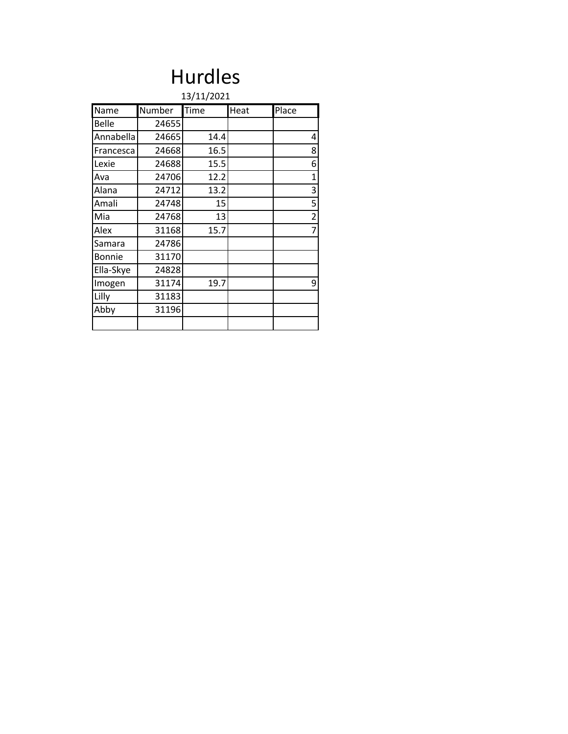# Hurdles

13/11/2021

| Name | Number | Time | Heat | Place |
|---|---|---|---|---|
| Belle | 24655 | | | |
| Annabella | 24665 | 14.4 | | 4 |
| Francesca | 24668 | 16.5 | | 8 |
| Lexie | 24688 | 15.5 | | 6 |
| Ava | 24706 | 12.2 | | 1 |
| Alana | 24712 | 13.2 | | 3 |
| Amali | 24748 | 15 | | 5 |
| Mia | 24768 | 13 | | 2 |
| Alex | 31168 | 15.7 | | 7 |
| Samara | 24786 | | | |
| Bonnie | 31170 | | | |
| Ella-Skye | 24828 | | | |
| Imogen | 31174 | 19.7 | | 9 |
| Lilly | 31183 | | | |
| Abby | 31196 | | | |
| | | | | |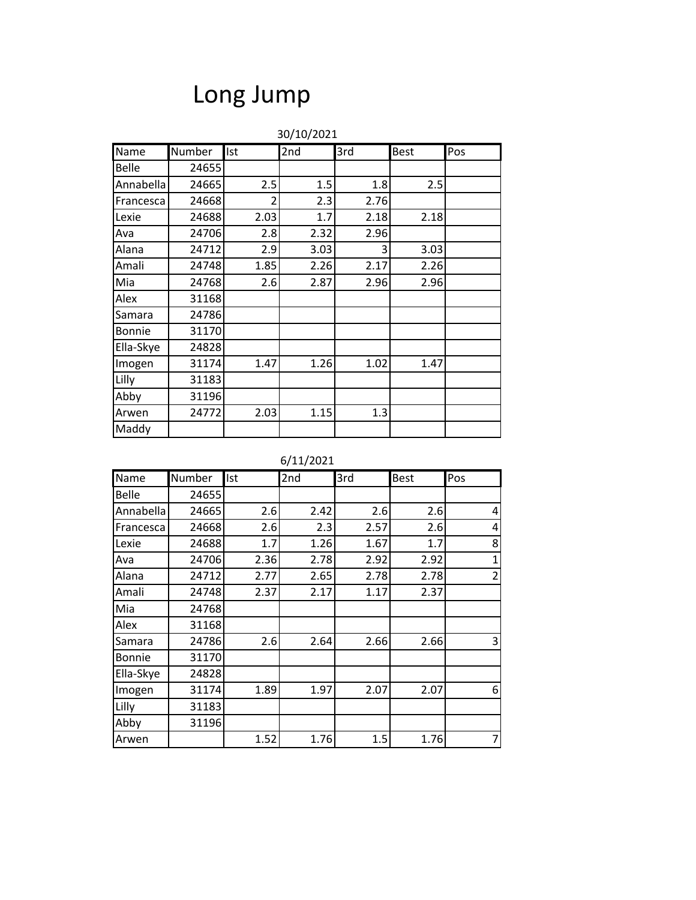# Long Jump

30/10/2021

| Name | Number | Ist | 2nd | 3rd | Best | Pos |
|---|---|---|---|---|---|---|
| Belle | 24655 | | | | | |
| Annabella | 24665 | 2.5 | 1.5 | 1.8 | 2.5 | |
| Francesca | 24668 | 2 | 2.3 | 2.76 | | |
| Lexie | 24688 | 2.03 | 1.7 | 2.18 | 2.18 | |
| Ava | 24706 | 2.8 | 2.32 | 2.96 | | |
| Alana | 24712 | 2.9 | 3.03 | 3 | 3.03 | |
| Amali | 24748 | 1.85 | 2.26 | 2.17 | 2.26 | |
| Mia | 24768 | 2.6 | 2.87 | 2.96 | 2.96 | |
| Alex | 31168 | | | | | |
| Samara | 24786 | | | | | |
| Bonnie | 31170 | | | | | |
| Ella-Skye | 24828 | | | | | |
| Imogen | 31174 | 1.47 | 1.26 | 1.02 | 1.47 | |
| Lilly | 31183 | | | | | |
| Abby | 31196 | | | | | |
| Arwen | 24772 | 2.03 | 1.15 | 1.3 | | |
| Maddy | | | | | | |

6/11/2021

| Name | Number | Ist | 2nd | 3rd | Best | Pos |
|---|---|---|---|---|---|---|
| Belle | 24655 | | | | | |
| Annabella | 24665 | 2.6 | 2.42 | 2.6 | 2.6 | 4 |
| Francesca | 24668 | 2.6 | 2.3 | 2.57 | 2.6 | 4 |
| Lexie | 24688 | 1.7 | 1.26 | 1.67 | 1.7 | 8 |
| Ava | 24706 | 2.36 | 2.78 | 2.92 | 2.92 | 1 |
| Alana | 24712 | 2.77 | 2.65 | 2.78 | 2.78 | 2 |
| Amali | 24748 | 2.37 | 2.17 | 1.17 | 2.37 | |
| Mia | 24768 | | | | | |
| Alex | 31168 | | | | | |
| Samara | 24786 | 2.6 | 2.64 | 2.66 | 2.66 | 3 |
| Bonnie | 31170 | | | | | |
| Ella-Skye | 24828 | | | | | |
| Imogen | 31174 | 1.89 | 1.97 | 2.07 | 2.07 | 6 |
| Lilly | 31183 | | | | | |
| Abby | 31196 | | | | | |
| Arwen | | 1.52 | 1.76 | 1.5 | 1.76 | 7 |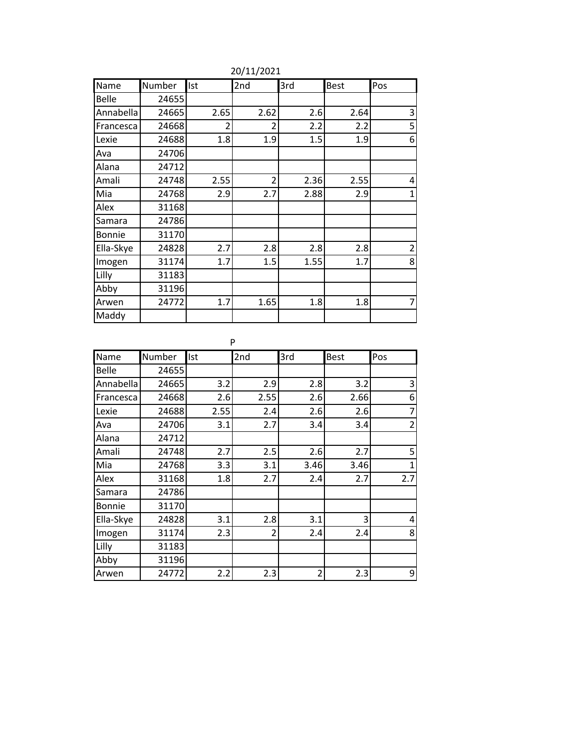20/11/2021

| Name | Number | Ist | 2nd | 3rd | Best | Pos |
|---|---|---|---|---|---|---|
| Belle | 24655 | | | | | |
| Annabella | 24665 | 2.65 | 2.62 | 2.6 | 2.64 | 3 |
| Francesca | 24668 | 2 | 2 | 2.2 | 2.2 | 5 |
| Lexie | 24688 | 1.8 | 1.9 | 1.5 | 1.9 | 6 |
| Ava | 24706 | | | | | |
| Alana | 24712 | | | | | |
| Amali | 24748 | 2.55 | 2 | 2.36 | 2.55 | 4 |
| Mia | 24768 | 2.9 | 2.7 | 2.88 | 2.9 | 1 |
| Alex | 31168 | | | | | |
| Samara | 24786 | | | | | |
| Bonnie | 31170 | | | | | |
| Ella-Skye | 24828 | 2.7 | 2.8 | 2.8 | 2.8 | 2 |
| Imogen | 31174 | 1.7 | 1.5 | 1.55 | 1.7 | 8 |
| Lilly | 31183 | | | | | |
| Abby | 31196 | | | | | |
| Arwen | 24772 | 1.7 | 1.65 | 1.8 | 1.8 | 7 |
| Maddy | | | | | | |

P

| Name | Number | Ist | 2nd | 3rd | Best | Pos |
|---|---|---|---|---|---|---|
| Belle | 24655 | | | | | |
| Annabella | 24665 | 3.2 | 2.9 | 2.8 | 3.2 | 3 |
| Francesca | 24668 | 2.6 | 2.55 | 2.6 | 2.66 | 6 |
| Lexie | 24688 | 2.55 | 2.4 | 2.6 | 2.6 | 7 |
| Ava | 24706 | 3.1 | 2.7 | 3.4 | 3.4 | 2 |
| Alana | 24712 | | | | | |
| Amali | 24748 | 2.7 | 2.5 | 2.6 | 2.7 | 5 |
| Mia | 24768 | 3.3 | 3.1 | 3.46 | 3.46 | 1 |
| Alex | 31168 | 1.8 | 2.7 | 2.4 | 2.7 | 2.7 |
| Samara | 24786 | | | | | |
| Bonnie | 31170 | | | | | |
| Ella-Skye | 24828 | 3.1 | 2.8 | 3.1 | 3 | 4 |
| Imogen | 31174 | 2.3 | 2 | 2.4 | 2.4 | 8 |
| Lilly | 31183 | | | | | |
| Abby | 31196 | | | | | |
| Arwen | 24772 | 2.2 | 2.3 | 2 | 2.3 | 9 |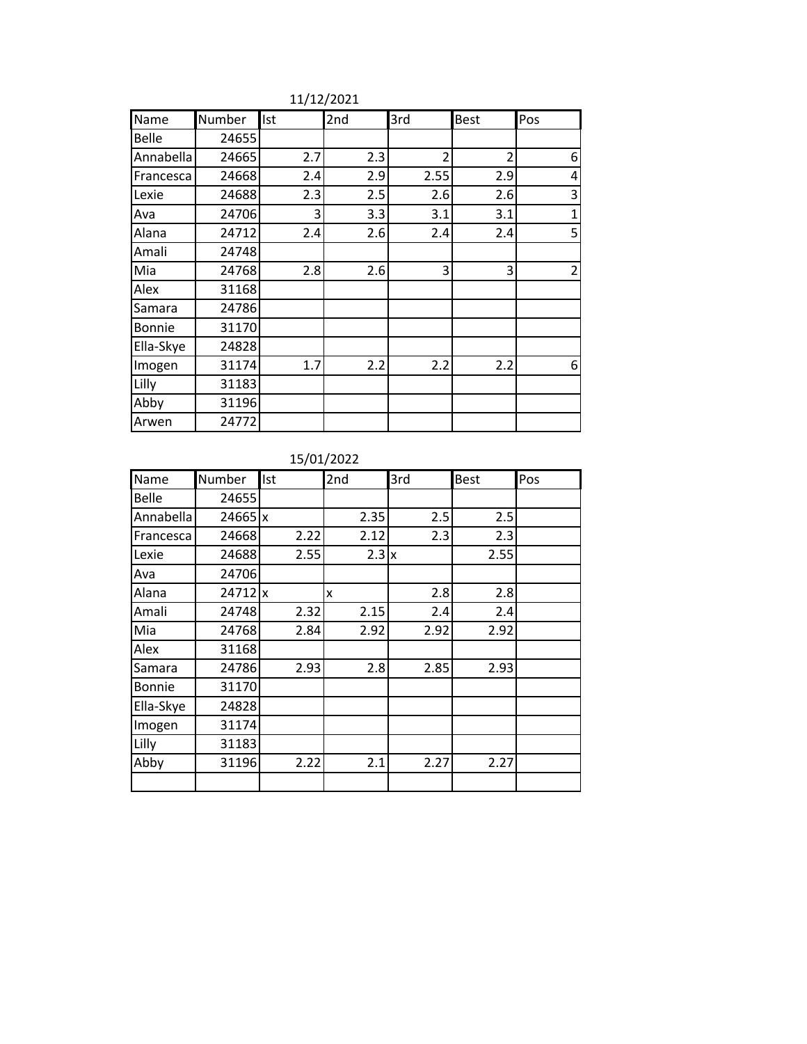11/12/2021

| Name | Number | Ist | 2nd | 3rd | Best | Pos |
| --- | --- | --- | --- | --- | --- | --- |
| Belle | 24655 | | | | | |
| Annabella | 24665 | 2.7 | 2.3 | 2 | 2 | 6 |
| Francesca | 24668 | 2.4 | 2.9 | 2.55 | 2.9 | 4 |
| Lexie | 24688 | 2.3 | 2.5 | 2.6 | 2.6 | 3 |
| Ava | 24706 | 3 | 3.3 | 3.1 | 3.1 | 1 |
| Alana | 24712 | 2.4 | 2.6 | 2.4 | 2.4 | 5 |
| Amali | 24748 | | | | | |
| Mia | 24768 | 2.8 | 2.6 | 3 | 3 | 2 |
| Alex | 31168 | | | | | |
| Samara | 24786 | | | | | |
| Bonnie | 31170 | | | | | |
| Ella-Skye | 24828 | | | | | |
| Imogen | 31174 | 1.7 | 2.2 | 2.2 | 2.2 | 6 |
| Lilly | 31183 | | | | | |
| Abby | 31196 | | | | | |
| Arwen | 24772 | | | | | |

15/01/2022

| Name | Number | Ist | 2nd | 3rd | Best | Pos |
| --- | --- | --- | --- | --- | --- | --- |
| Belle | 24655 | | | | | |
| Annabella | 24665 | x | 2.35 | 2.5 | 2.5 | |
| Francesca | 24668 | 2.22 | 2.12 | 2.3 | 2.3 | |
| Lexie | 24688 | 2.55 | 2.3 | x | 2.55 | |
| Ava | 24706 | | | | | |
| Alana | 24712 | x | x | 2.8 | 2.8 | |
| Amali | 24748 | 2.32 | 2.15 | 2.4 | 2.4 | |
| Mia | 24768 | 2.84 | 2.92 | 2.92 | 2.92 | |
| Alex | 31168 | | | | | |
| Samara | 24786 | 2.93 | 2.8 | 2.85 | 2.93 | |
| Bonnie | 31170 | | | | | |
| Ella-Skye | 24828 | | | | | |
| Imogen | 31174 | | | | | |
| Lilly | 31183 | | | | | |
| Abby | 31196 | 2.22 | 2.1 | 2.27 | 2.27 | |
| | | | | | | |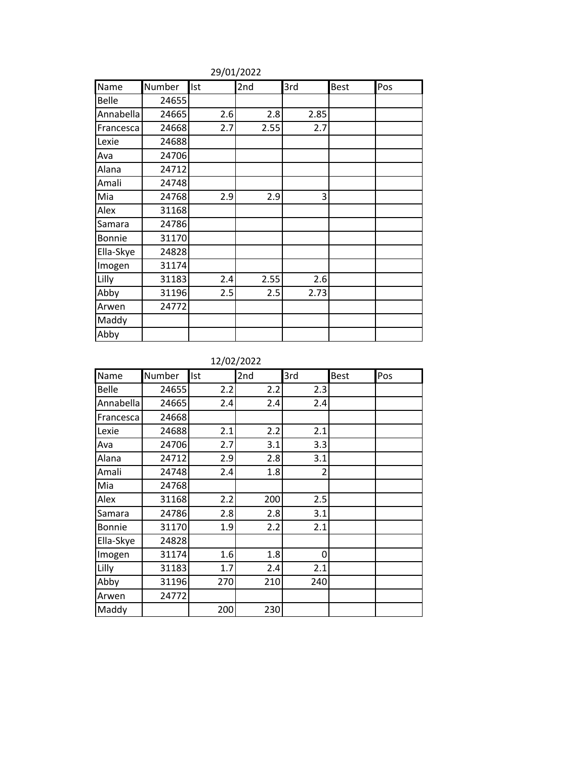29/01/2022

| Name | Number | Ist | 2nd | 3rd | Best | Pos |
|---|---|---|---|---|---|---|
| Belle | 24655 | | | | | |
| Annabella | 24665 | 2.6 | 2.8 | 2.85 | | |
| Francesca | 24668 | 2.7 | 2.55 | 2.7 | | |
| Lexie | 24688 | | | | | |
| Ava | 24706 | | | | | |
| Alana | 24712 | | | | | |
| Amali | 24748 | | | | | |
| Mia | 24768 | 2.9 | 2.9 | 3 | | |
| Alex | 31168 | | | | | |
| Samara | 24786 | | | | | |
| Bonnie | 31170 | | | | | |
| Ella-Skye | 24828 | | | | | |
| Imogen | 31174 | | | | | |
| Lilly | 31183 | 2.4 | 2.55 | 2.6 | | |
| Abby | 31196 | 2.5 | 2.5 | 2.73 | | |
| Arwen | 24772 | | | | | |
| Maddy | | | | | | |
| Abby | | | | | | |

12/02/2022

| Name | Number | Ist | 2nd | 3rd | Best | Pos |
|---|---|---|---|---|---|---|
| Belle | 24655 | 2.2 | 2.2 | 2.3 | | |
| Annabella | 24665 | 2.4 | 2.4 | 2.4 | | |
| Francesca | 24668 | | | | | |
| Lexie | 24688 | 2.1 | 2.2 | 2.1 | | |
| Ava | 24706 | 2.7 | 3.1 | 3.3 | | |
| Alana | 24712 | 2.9 | 2.8 | 3.1 | | |
| Amali | 24748 | 2.4 | 1.8 | 2 | | |
| Mia | 24768 | | | | | |
| Alex | 31168 | 2.2 | 200 | 2.5 | | |
| Samara | 24786 | 2.8 | 2.8 | 3.1 | | |
| Bonnie | 31170 | 1.9 | 2.2 | 2.1 | | |
| Ella-Skye | 24828 | | | | | |
| Imogen | 31174 | 1.6 | 1.8 | 0 | | |
| Lilly | 31183 | 1.7 | 2.4 | 2.1 | | |
| Abby | 31196 | 270 | 210 | 240 | | |
| Arwen | 24772 | | | | | |
| Maddy | | 200 | 230 | | | |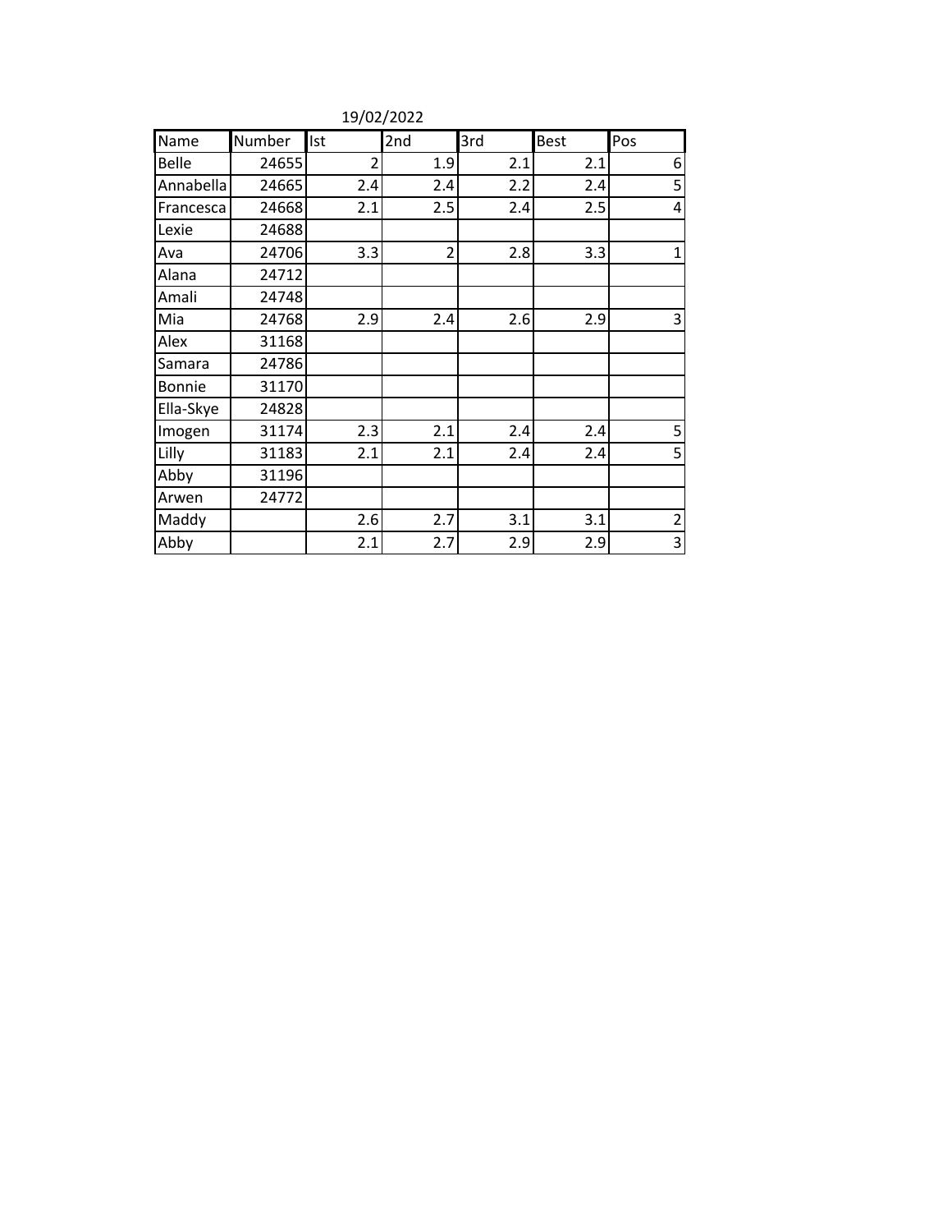19/02/2022

| Name | Number | Ist | 2nd | 3rd | Best | Pos |
|---|---|---|---|---|---|---|
| Belle | 24655 | 2 | 1.9 | 2.1 | 2.1 | 6 |
| Annabella | 24665 | 2.4 | 2.4 | 2.2 | 2.4 | 5 |
| Francesca | 24668 | 2.1 | 2.5 | 2.4 | 2.5 | 4 |
| Lexie | 24688 | | | | | |
| Ava | 24706 | 3.3 | 2 | 2.8 | 3.3 | 1 |
| Alana | 24712 | | | | | |
| Amali | 24748 | | | | | |
| Mia | 24768 | 2.9 | 2.4 | 2.6 | 2.9 | 3 |
| Alex | 31168 | | | | | |
| Samara | 24786 | | | | | |
| Bonnie | 31170 | | | | | |
| Ella-Skye | 24828 | | | | | |
| Imogen | 31174 | 2.3 | 2.1 | 2.4 | 2.4 | 5 |
| Lilly | 31183 | 2.1 | 2.1 | 2.4 | 2.4 | 5 |
| Abby | 31196 | | | | | |
| Arwen | 24772 | | | | | |
| Maddy | | 2.6 | 2.7 | 3.1 | 3.1 | 2 |
| Abby | | 2.1 | 2.7 | 2.9 | 2.9 | 3 |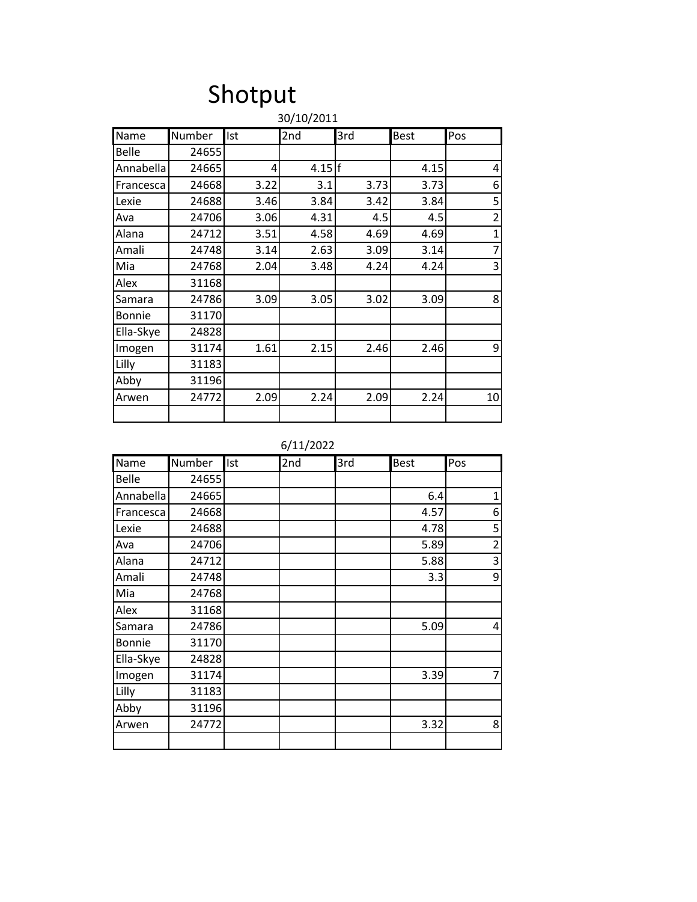# Shotput

30/10/2011

| Name | Number | Ist | 2nd | 3rd | Best | Pos |
|---|---|---|---|---|---|---|
| Belle | 24655 | | | | | |
| Annabella | 24665 | 4 | 4.15 | f | 4.15 | 4 |
| Francesca | 24668 | 3.22 | 3.1 | 3.73 | 3.73 | 6 |
| Lexie | 24688 | 3.46 | 3.84 | 3.42 | 3.84 | 5 |
| Ava | 24706 | 3.06 | 4.31 | 4.5 | 4.5 | 2 |
| Alana | 24712 | 3.51 | 4.58 | 4.69 | 4.69 | 1 |
| Amali | 24748 | 3.14 | 2.63 | 3.09 | 3.14 | 7 |
| Mia | 24768 | 2.04 | 3.48 | 4.24 | 4.24 | 3 |
| Alex | 31168 | | | | | |
| Samara | 24786 | 3.09 | 3.05 | 3.02 | 3.09 | 8 |
| Bonnie | 31170 | | | | | |
| Ella-Skye | 24828 | | | | | |
| Imogen | 31174 | 1.61 | 2.15 | 2.46 | 2.46 | 9 |
| Lilly | 31183 | | | | | |
| Abby | 31196 | | | | | |
| Arwen | 24772 | 2.09 | 2.24 | 2.09 | 2.24 | 10 |
| | | | | | | |

6/11/2022

| Name | Number | Ist | 2nd | 3rd | Best | Pos |
|---|---|---|---|---|---|---|
| Belle | 24655 | | | | | |
| Annabella | 24665 | | | | 6.4 | 1 |
| Francesca | 24668 | | | | 4.57 | 6 |
| Lexie | 24688 | | | | 4.78 | 5 |
| Ava | 24706 | | | | 5.89 | 2 |
| Alana | 24712 | | | | 5.88 | 3 |
| Amali | 24748 | | | | 3.3 | 9 |
| Mia | 24768 | | | | | |
| Alex | 31168 | | | | | |
| Samara | 24786 | | | | 5.09 | 4 |
| Bonnie | 31170 | | | | | |
| Ella-Skye | 24828 | | | | | |
| Imogen | 31174 | | | | 3.39 | 7 |
| Lilly | 31183 | | | | | |
| Abby | 31196 | | | | | |
| Arwen | 24772 | | | | 3.32 | 8 |
| | | | | | | |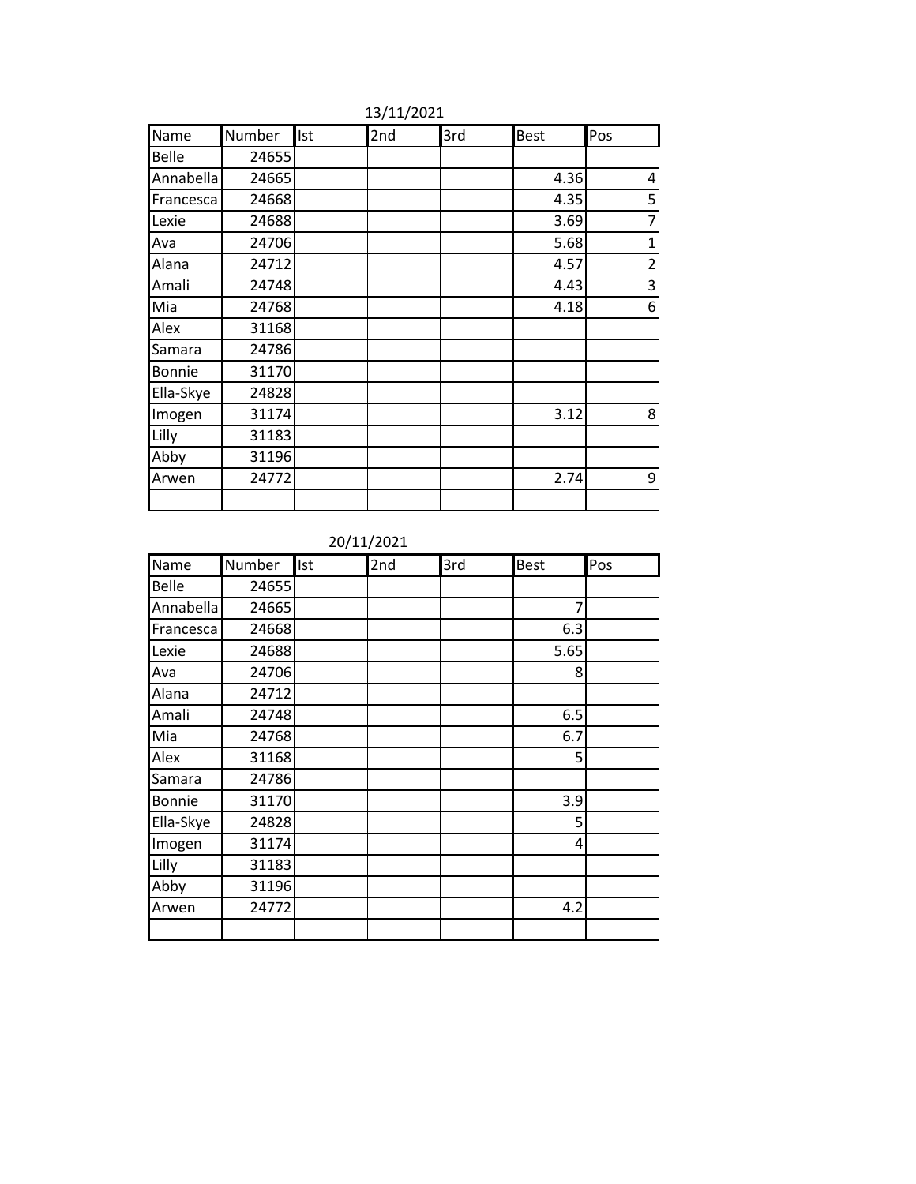13/11/2021

| Name | Number | Ist | 2nd | 3rd | Best | Pos |
|---|---|---|---|---|---|---|
| Belle | 24655 | | | | | |
| Annabella | 24665 | | | | 4.36 | 4 |
| Francesca | 24668 | | | | 4.35 | 5 |
| Lexie | 24688 | | | | 3.69 | 7 |
| Ava | 24706 | | | | 5.68 | 1 |
| Alana | 24712 | | | | 4.57 | 2 |
| Amali | 24748 | | | | 4.43 | 3 |
| Mia | 24768 | | | | 4.18 | 6 |
| Alex | 31168 | | | | | |
| Samara | 24786 | | | | | |
| Bonnie | 31170 | | | | | |
| Ella-Skye | 24828 | | | | | |
| Imogen | 31174 | | | | 3.12 | 8 |
| Lilly | 31183 | | | | | |
| Abby | 31196 | | | | | |
| Arwen | 24772 | | | | 2.74 | 9 |
| | | | | | | |

20/11/2021

| Name | Number | Ist | 2nd | 3rd | Best | Pos |
|---|---|---|---|---|---|---|
| Belle | 24655 | | | | | |
| Annabella | 24665 | | | | 7 | |
| Francesca | 24668 | | | | 6.3 | |
| Lexie | 24688 | | | | 5.65 | |
| Ava | 24706 | | | | 8 | |
| Alana | 24712 | | | | | |
| Amali | 24748 | | | | 6.5 | |
| Mia | 24768 | | | | 6.7 | |
| Alex | 31168 | | | | 5 | |
| Samara | 24786 | | | | | |
| Bonnie | 31170 | | | | 3.9 | |
| Ella-Skye | 24828 | | | | 5 | |
| Imogen | 31174 | | | | 4 | |
| Lilly | 31183 | | | | | |
| Abby | 31196 | | | | | |
| Arwen | 24772 | | | | 4.2 | |
| | | | | | | |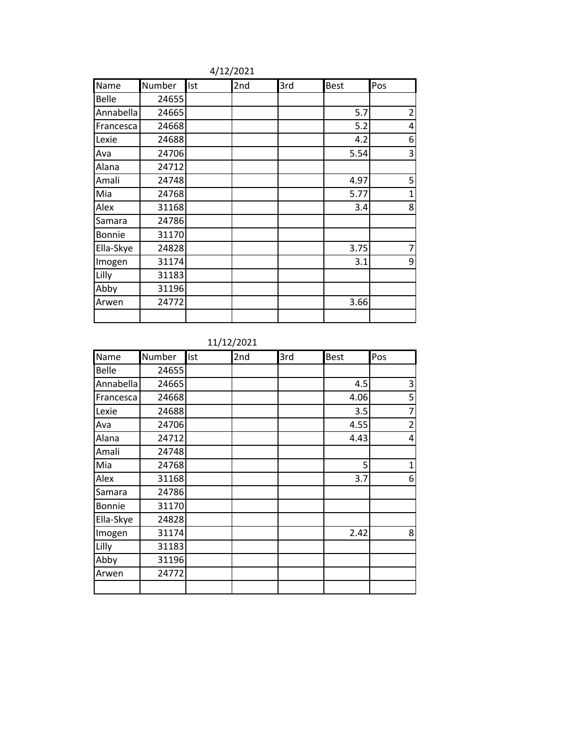4/12/2021

| Name | Number | Ist | 2nd | 3rd | Best | Pos |
|---|---|---|---|---|---|---|
| Belle | 24655 | | | | | |
| Annabella | 24665 | | | | 5.7 | 2 |
| Francesca | 24668 | | | | 5.2 | 4 |
| Lexie | 24688 | | | | 4.2 | 6 |
| Ava | 24706 | | | | 5.54 | 3 |
| Alana | 24712 | | | | | |
| Amali | 24748 | | | | 4.97 | 5 |
| Mia | 24768 | | | | 5.77 | 1 |
| Alex | 31168 | | | | 3.4 | 8 |
| Samara | 24786 | | | | | |
| Bonnie | 31170 | | | | | |
| Ella-Skye | 24828 | | | | 3.75 | 7 |
| Imogen | 31174 | | | | 3.1 | 9 |
| Lilly | 31183 | | | | | |
| Abby | 31196 | | | | | |
| Arwen | 24772 | | | | 3.66 | |
| | | | | | | |

11/12/2021

| Name | Number | Ist | 2nd | 3rd | Best | Pos |
|---|---|---|---|---|---|---|
| Belle | 24655 | | | | | |
| Annabella | 24665 | | | | 4.5 | 3 |
| Francesca | 24668 | | | | 4.06 | 5 |
| Lexie | 24688 | | | | 3.5 | 7 |
| Ava | 24706 | | | | 4.55 | 2 |
| Alana | 24712 | | | | 4.43 | 4 |
| Amali | 24748 | | | | | |
| Mia | 24768 | | | | 5 | 1 |
| Alex | 31168 | | | | 3.7 | 6 |
| Samara | 24786 | | | | | |
| Bonnie | 31170 | | | | | |
| Ella-Skye | 24828 | | | | | |
| Imogen | 31174 | | | | 2.42 | 8 |
| Lilly | 31183 | | | | | |
| Abby | 31196 | | | | | |
| Arwen | 24772 | | | | | |
| | | | | | | |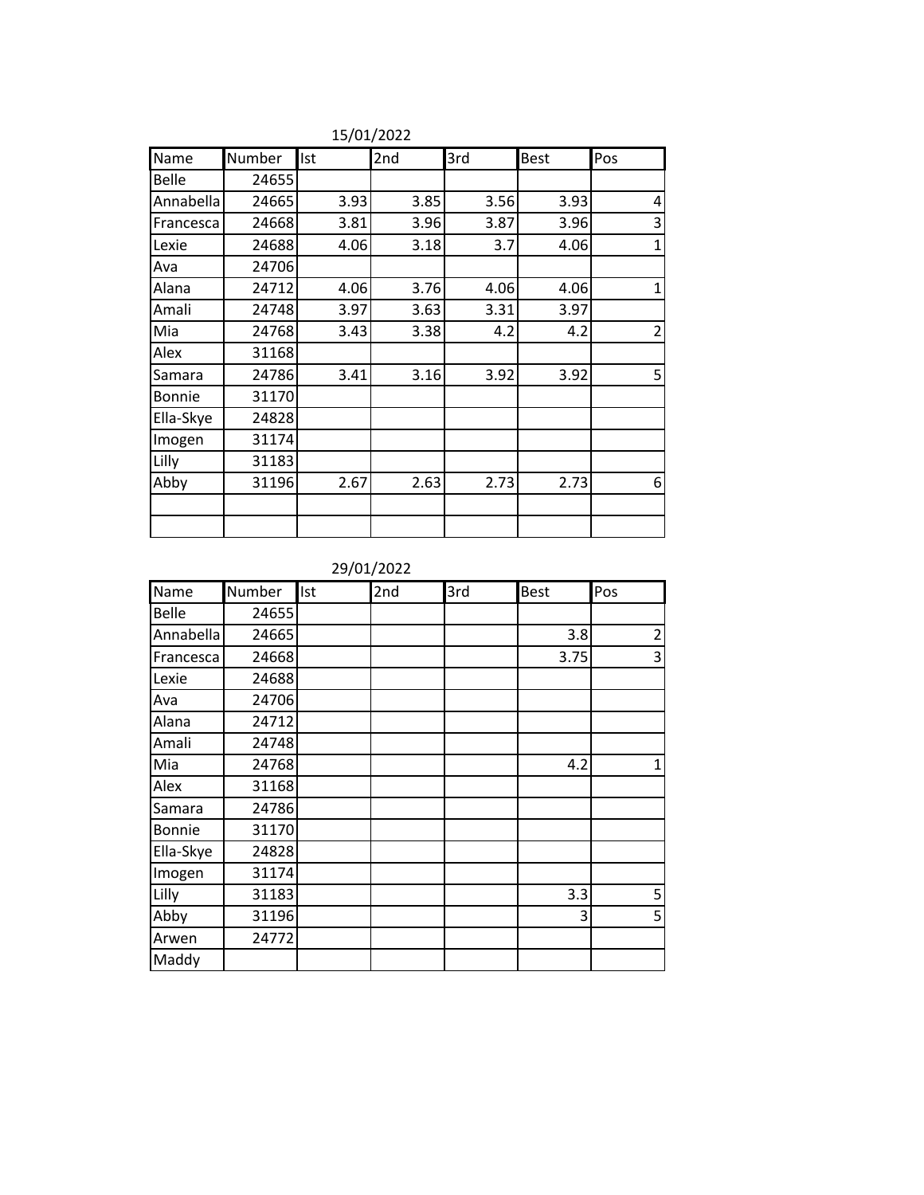15/01/2022

| Name | Number | Ist | 2nd | 3rd | Best | Pos |
|---|---|---|---|---|---|---|
| Belle | 24655 | | | | | |
| Annabella | 24665 | 3.93 | 3.85 | 3.56 | 3.93 | 4 |
| Francesca | 24668 | 3.81 | 3.96 | 3.87 | 3.96 | 3 |
| Lexie | 24688 | 4.06 | 3.18 | 3.7 | 4.06 | 1 |
| Ava | 24706 | | | | | |
| Alana | 24712 | 4.06 | 3.76 | 4.06 | 4.06 | 1 |
| Amali | 24748 | 3.97 | 3.63 | 3.31 | 3.97 | |
| Mia | 24768 | 3.43 | 3.38 | 4.2 | 4.2 | 2 |
| Alex | 31168 | | | | | |
| Samara | 24786 | 3.41 | 3.16 | 3.92 | 3.92 | 5 |
| Bonnie | 31170 | | | | | |
| Ella-Skye | 24828 | | | | | |
| Imogen | 31174 | | | | | |
| Lilly | 31183 | | | | | |
| Abby | 31196 | 2.67 | 2.63 | 2.73 | 2.73 | 6 |
| | | | | | | |
| | | | | | | |

29/01/2022

| Name | Number | Ist | 2nd | 3rd | Best | Pos |
|---|---|---|---|---|---|---|
| Belle | 24655 | | | | | |
| Annabella | 24665 | | | | 3.8 | 2 |
| Francesca | 24668 | | | | 3.75 | 3 |
| Lexie | 24688 | | | | | |
| Ava | 24706 | | | | | |
| Alana | 24712 | | | | | |
| Amali | 24748 | | | | | |
| Mia | 24768 | | | | 4.2 | 1 |
| Alex | 31168 | | | | | |
| Samara | 24786 | | | | | |
| Bonnie | 31170 | | | | | |
| Ella-Skye | 24828 | | | | | |
| Imogen | 31174 | | | | | |
| Lilly | 31183 | | | | 3.3 | 5 |
| Abby | 31196 | | | | 3 | 5 |
| Arwen | 24772 | | | | | |
| Maddy | | | | | | |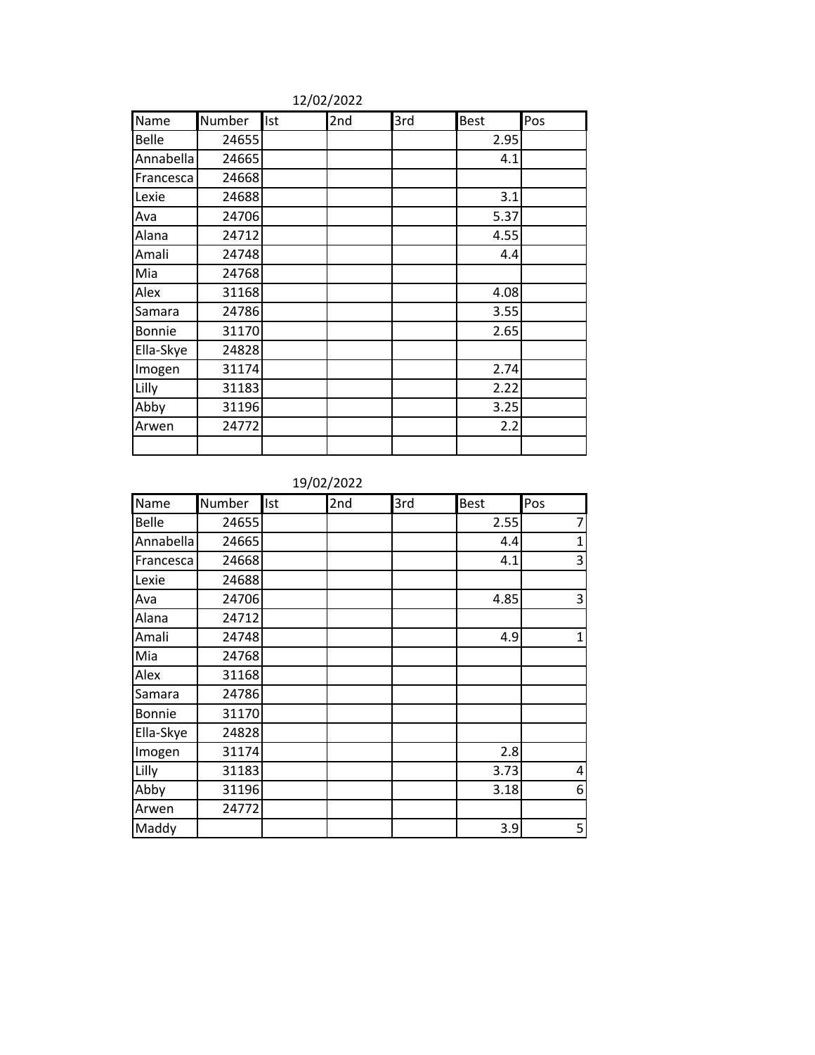12/02/2022

| Name | Number | Ist | 2nd | 3rd | Best | Pos |
|---|---|---|---|---|---|---|
| Belle | 24655 | | | | 2.95 | |
| Annabella | 24665 | | | | 4.1 | |
| Francesca | 24668 | | | | | |
| Lexie | 24688 | | | | 3.1 | |
| Ava | 24706 | | | | 5.37 | |
| Alana | 24712 | | | | 4.55 | |
| Amali | 24748 | | | | 4.4 | |
| Mia | 24768 | | | | | |
| Alex | 31168 | | | | 4.08 | |
| Samara | 24786 | | | | 3.55 | |
| Bonnie | 31170 | | | | 2.65 | |
| Ella-Skye | 24828 | | | | | |
| Imogen | 31174 | | | | 2.74 | |
| Lilly | 31183 | | | | 2.22 | |
| Abby | 31196 | | | | 3.25 | |
| Arwen | 24772 | | | | 2.2 | |
| | | | | | | |

19/02/2022

| Name | Number | Ist | 2nd | 3rd | Best | Pos |
|---|---|---|---|---|---|---|
| Belle | 24655 | | | | 2.55 | 7 |
| Annabella | 24665 | | | | 4.4 | 1 |
| Francesca | 24668 | | | | 4.1 | 3 |
| Lexie | 24688 | | | | | |
| Ava | 24706 | | | | 4.85 | 3 |
| Alana | 24712 | | | | | |
| Amali | 24748 | | | | 4.9 | 1 |
| Mia | 24768 | | | | | |
| Alex | 31168 | | | | | |
| Samara | 24786 | | | | | |
| Bonnie | 31170 | | | | | |
| Ella-Skye | 24828 | | | | | |
| Imogen | 31174 | | | | 2.8 | |
| Lilly | 31183 | | | | 3.73 | 4 |
| Abby | 31196 | | | | 3.18 | 6 |
| Arwen | 24772 | | | | | |
| Maddy | | | | | 3.9 | 5 |